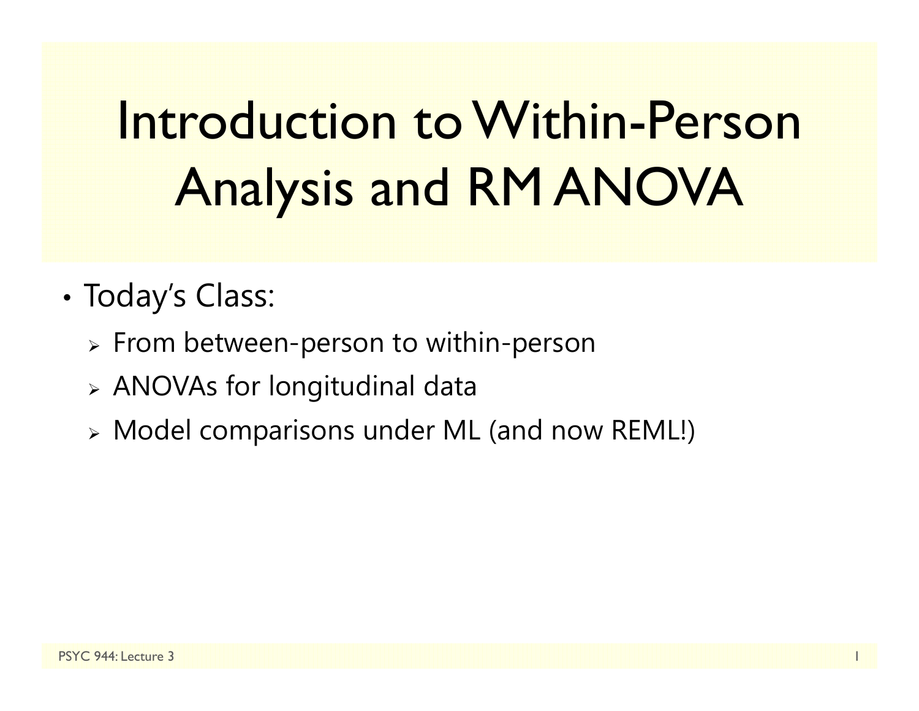# Introduction to Within-Person Analysis and RM ANOVA

- Today's Class:
  - From between-person to within-person
  - ANOVAs for longitudinal data
  - Model comparisons under ML (and now REML!)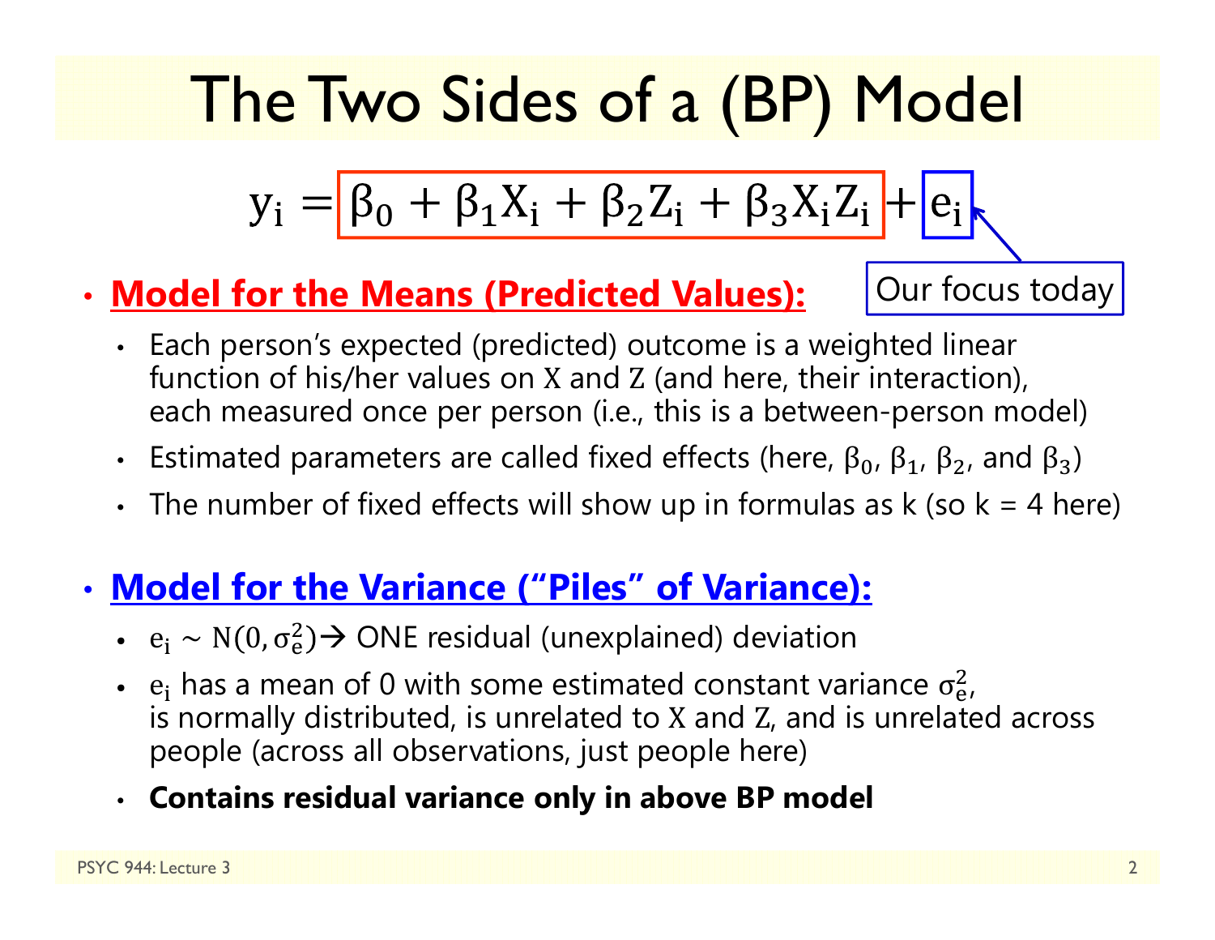# The Two Sides of a (BP) Model

$$y_i = \beta_0 + \beta_1 X_i + \beta_2 Z_i + \beta_3 X_i Z_i + e_i$$

Our focus today ($e_i$)

- **Model for the Means (Predicted Values):**
  - Each person's expected (predicted) outcome is a weighted linear function of his/her values on X and Z (and here, their interaction), each measured once per person (i.e., this is a between-person model)
  - Estimated parameters are called fixed effects (here, $\beta_0$, $\beta_1$, $\beta_2$, and $\beta_3$)
  - The number of fixed effects will show up in formulas as k (so k = 4 here)

- **Model for the Variance ("Piles" of Variance):**
  - $e_i \sim N(0, \sigma_e^2)$ → ONE residual (unexplained) deviation
  - $e_i$ has a mean of 0 with some estimated constant variance $\sigma_e^2$, is normally distributed, is unrelated to X and Z, and is unrelated across people (across all observations, just people here)
  - **Contains residual variance only in above BP model**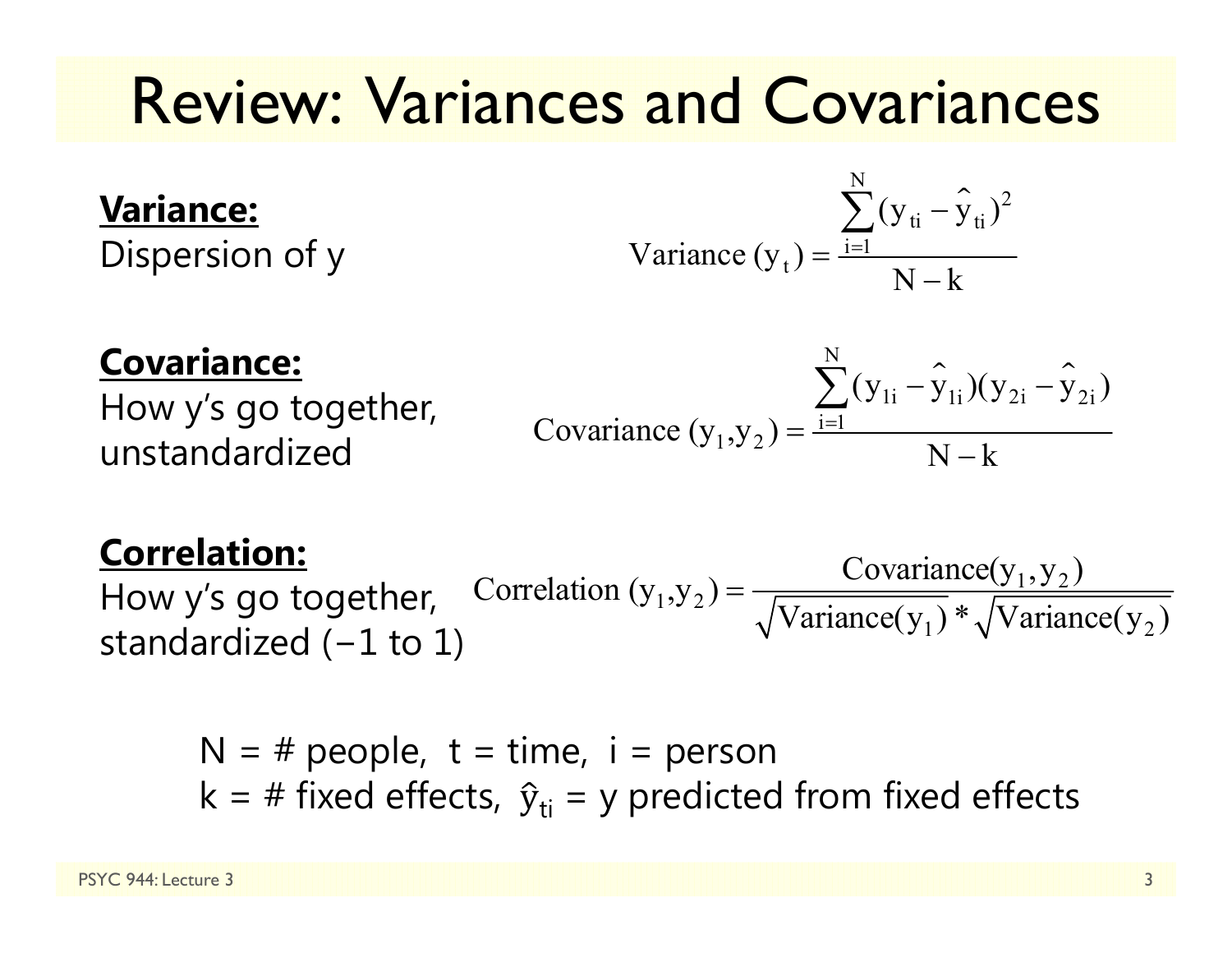# Review: Variances and Covariances

**Variance:**
Dispersion of y

$$\text{Variance}\,(y_t) = \frac{\sum_{i=1}^{N}(y_{ti} - \hat{y}_{ti})^2}{N - k}$$

**Covariance:**
How y's go together, unstandardized

$$\text{Covariance}\,(y_1, y_2) = \frac{\sum_{i=1}^{N}(y_{1i} - \hat{y}_{1i})(y_{2i} - \hat{y}_{2i})}{N - k}$$

**Correlation:**
How y's go together, standardized (−1 to 1)

$$\text{Correlation}\,(y_1, y_2) = \frac{\text{Covariance}(y_1, y_2)}{\sqrt{\text{Variance}(y_1)} * \sqrt{\text{Variance}(y_2)}}$$

N = # people, t = time, i = person
k = # fixed effects, $\hat{y}_{ti}$ = y predicted from fixed effects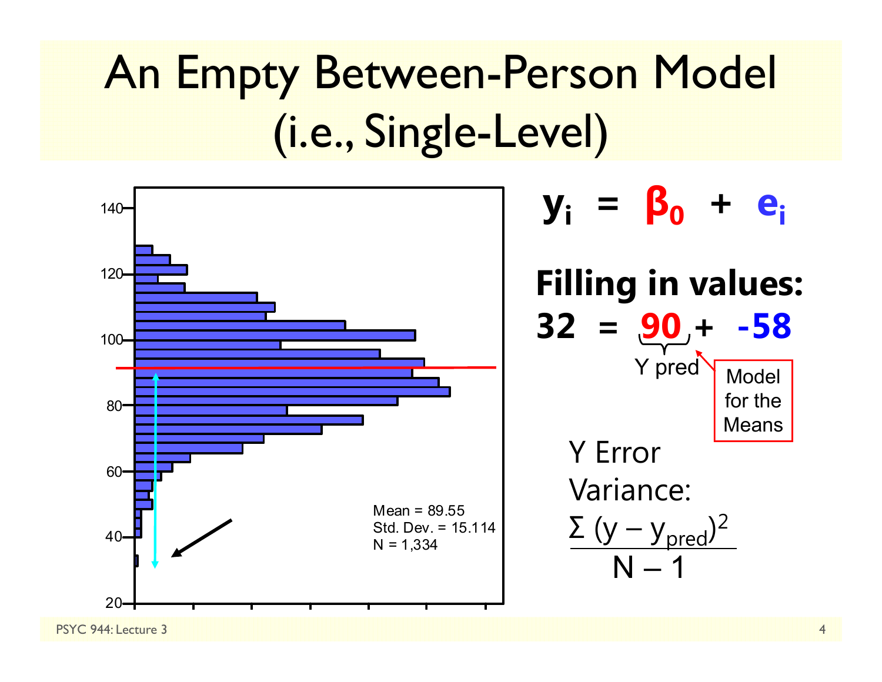# An Empty Between-Person Model (i.e., Single-Level)

Mean = 89.55
Std. Dev. = 15.114
N = 1,334

$$y_i = \beta_0 + e_i$$

**Filling in values:**

$$32 = \underbrace{90}_{\text{Y pred}} + -58$$

Model for the Means

Y Error Variance:

$$\frac{\Sigma (y - y_{pred})^2}{N - 1}$$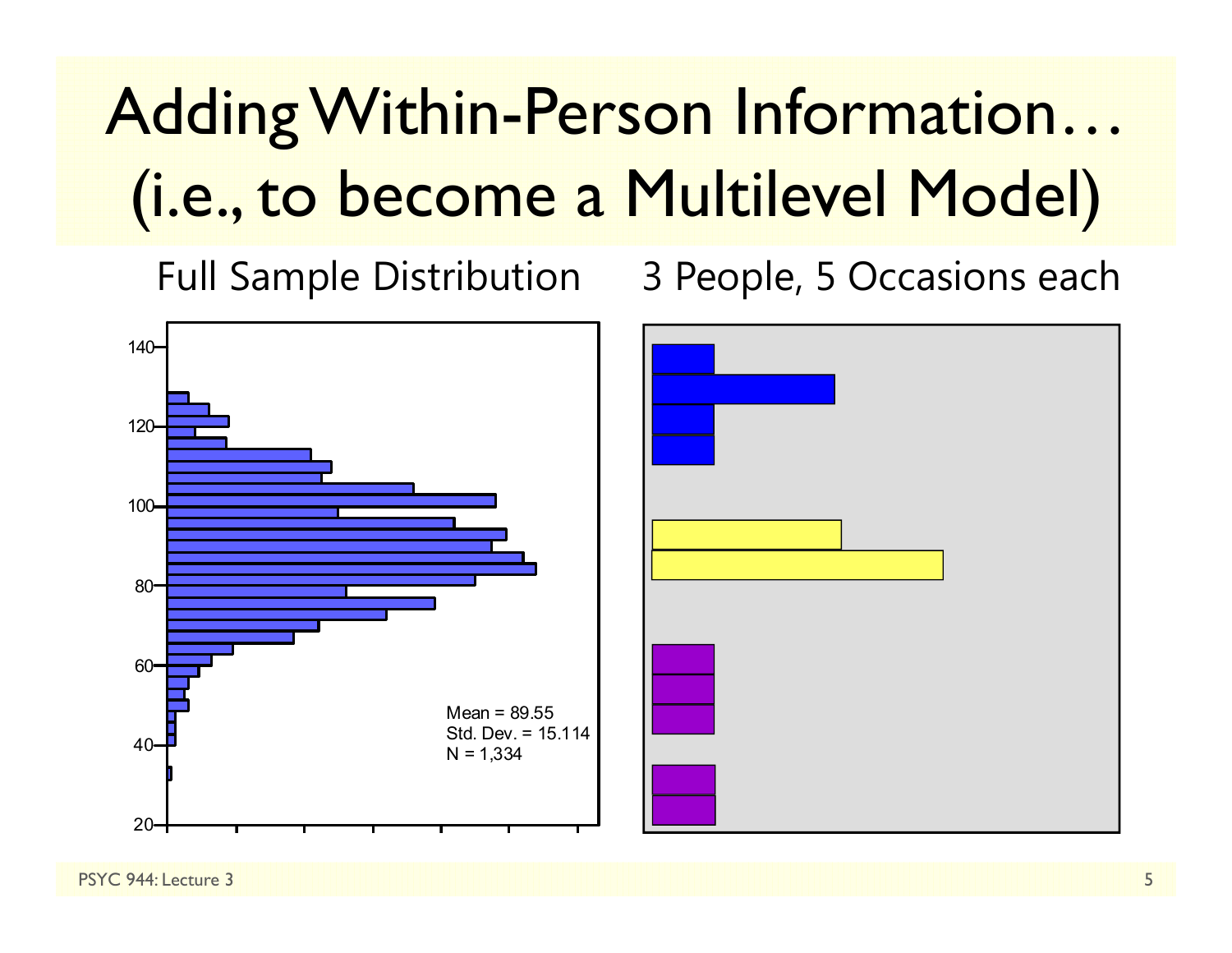# Adding Within-Person Information… (i.e., to become a Multilevel Model)

Full Sample Distribution

Mean = 89.55
Std. Dev. = 15.114
N = 1,334

3 People, 5 Occasions each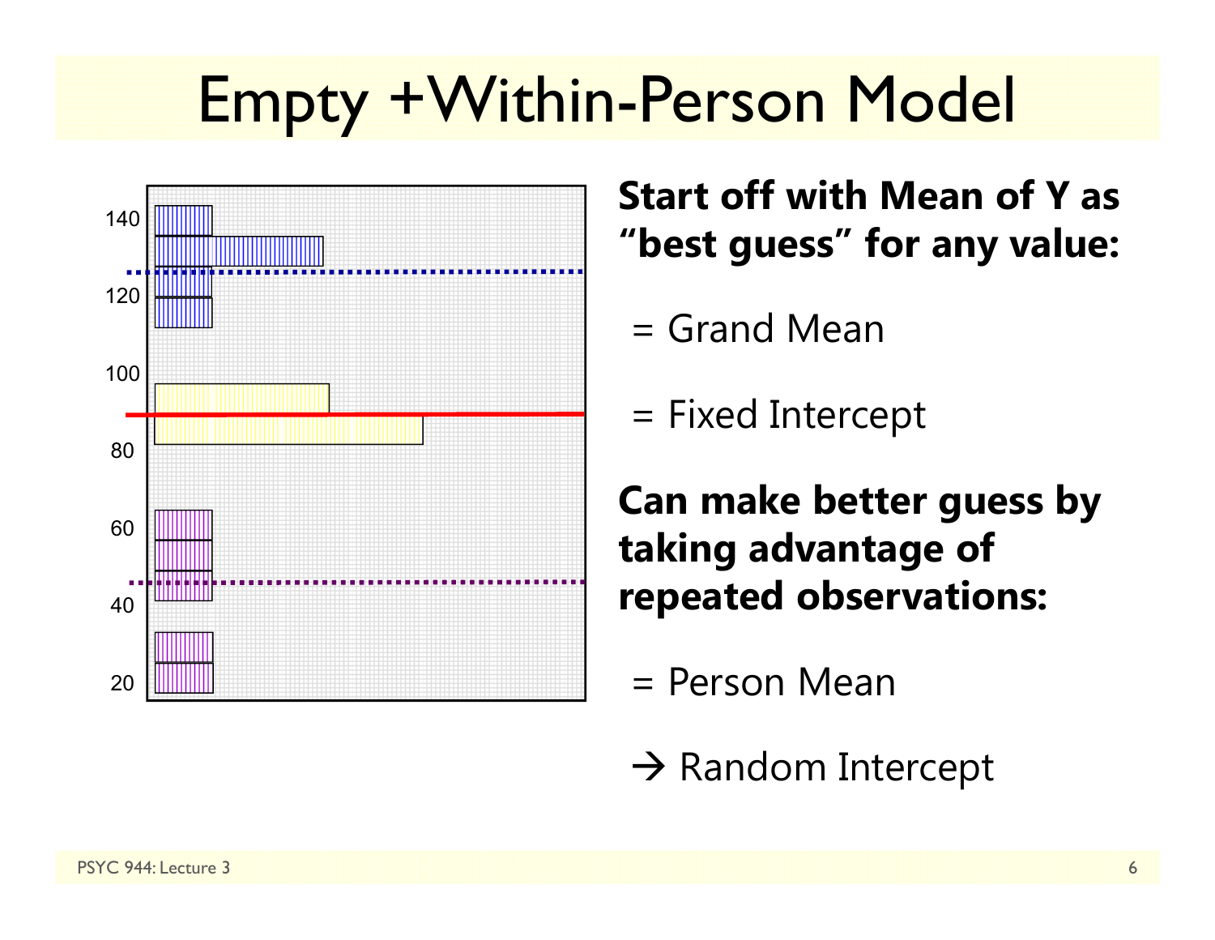# Empty +Within-Person Model

**Start off with Mean of Y as "best guess" for any value:**

= Grand Mean

= Fixed Intercept

**Can make better guess by taking advantage of repeated observations:**

= Person Mean

→ Random Intercept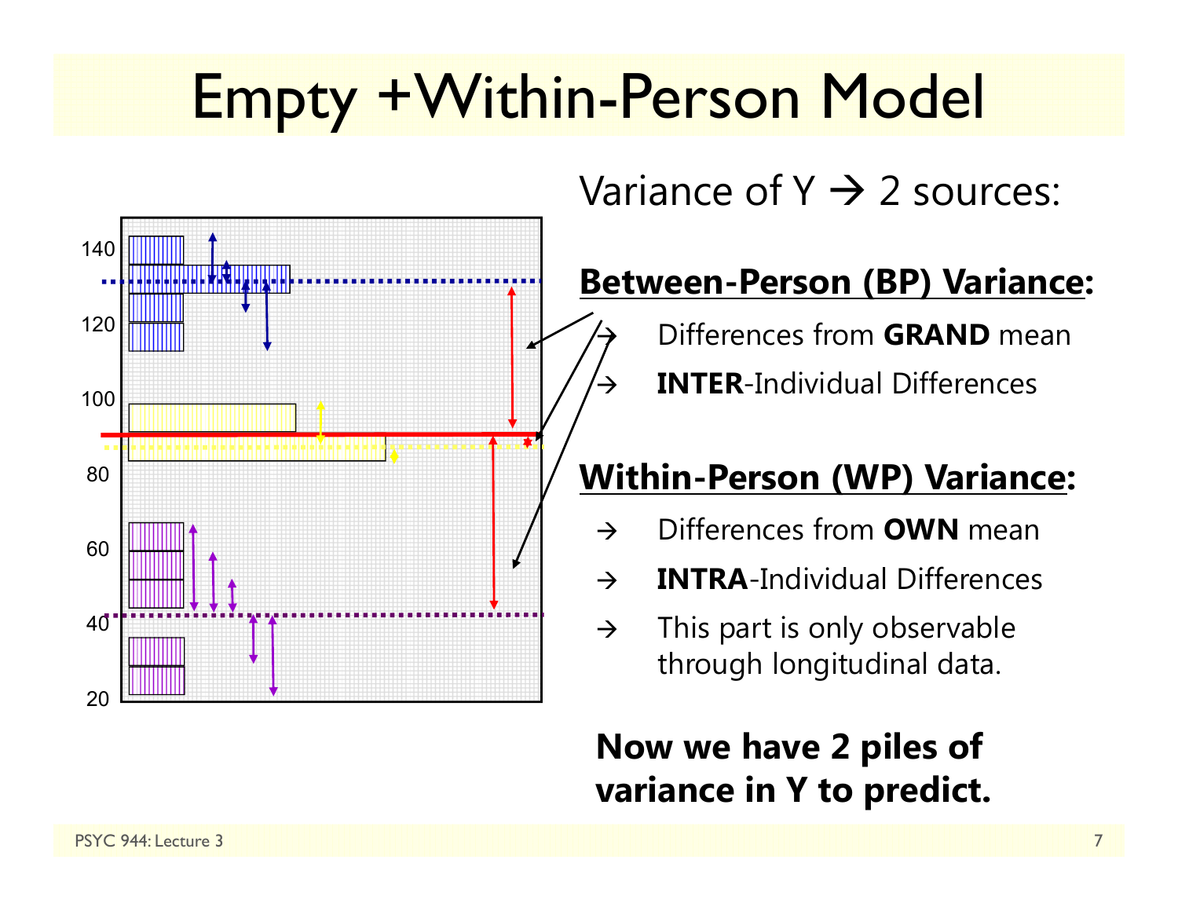# Empty +Within-Person Model

Variance of Y → 2 sources:

**Between-Person (BP) Variance:**

- → Differences from **GRAND** mean
- → **INTER**-Individual Differences

**Within-Person (WP) Variance:**

- → Differences from **OWN** mean
- → **INTRA**-Individual Differences
- → This part is only observable through longitudinal data.

**Now we have 2 piles of variance in Y to predict.**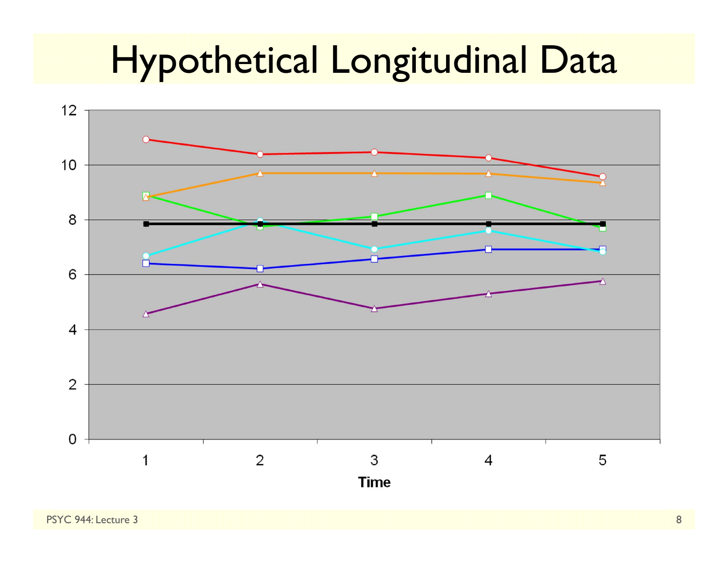# Hypothetical Longitudinal Data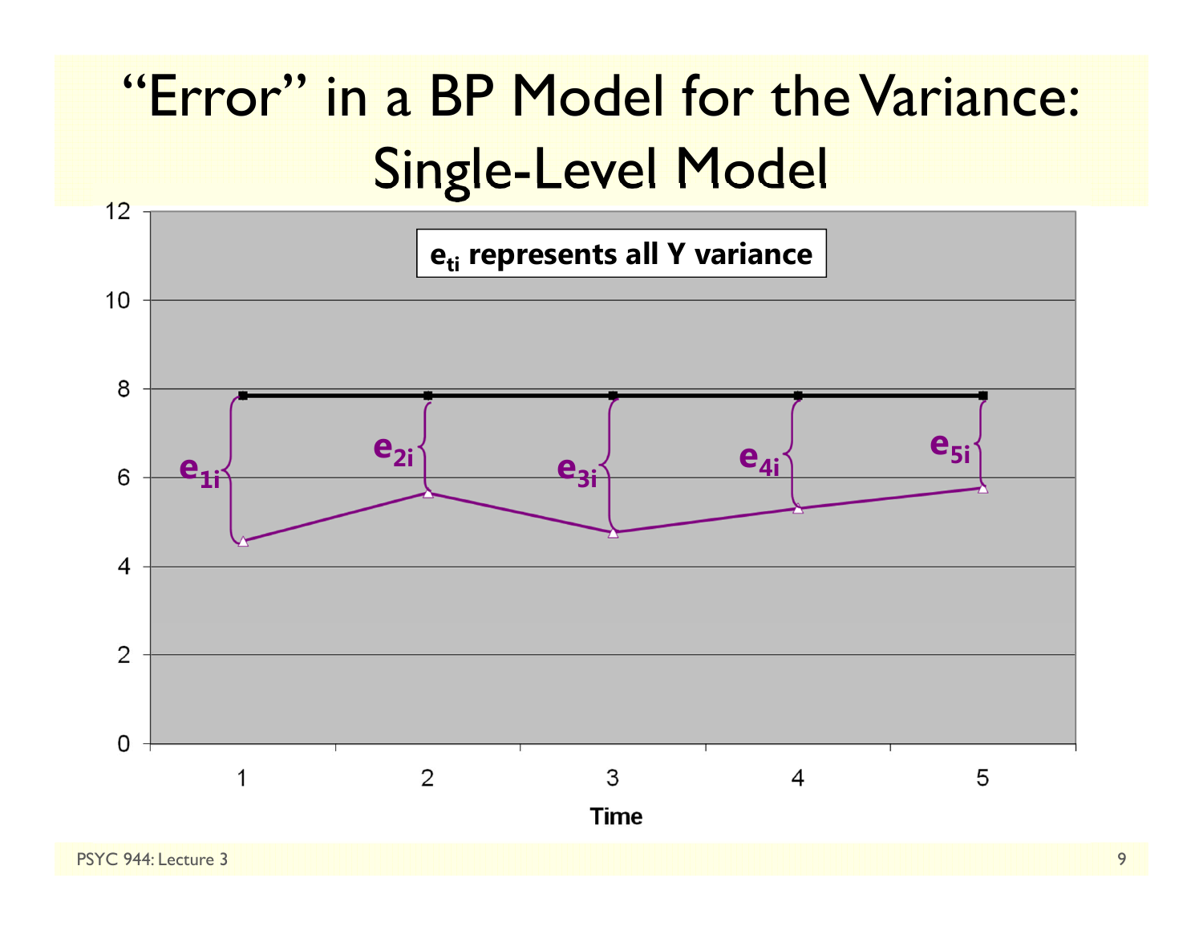# "Error" in a BP Model for the Variance: Single-Level Model

$e_{ti}$ represents all Y variance

$e_{1i}$ $e_{2i}$ $e_{3i}$ $e_{4i}$ $e_{5i}$

Time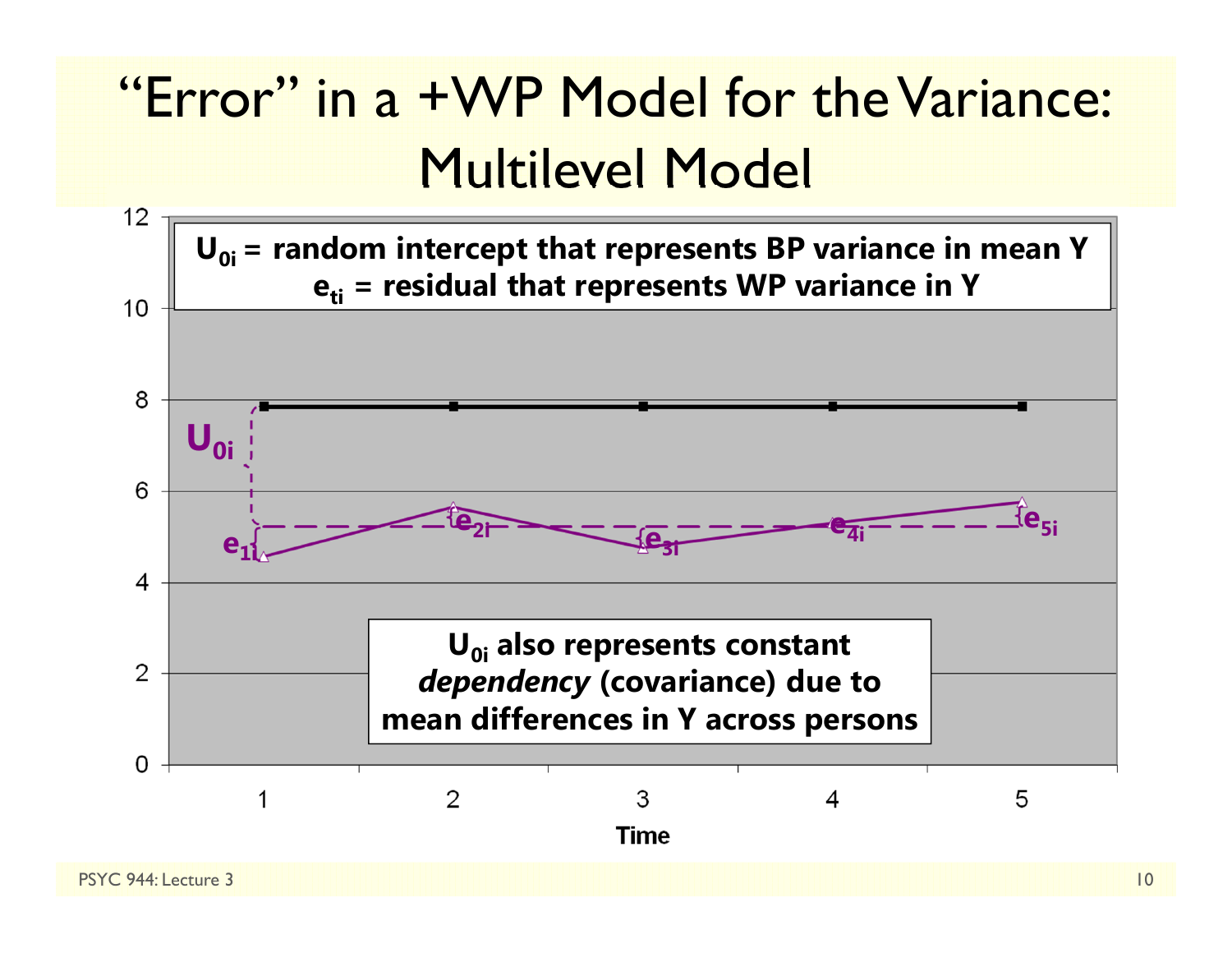# "Error" in a +WP Model for the Variance: Multilevel Model

$U_{0i}$ = random intercept that represents BP variance in mean Y
$e_{ti}$ = residual that represents WP variance in Y

$U_{0i}$ also represents constant *dependency* (covariance) due to mean differences in Y across persons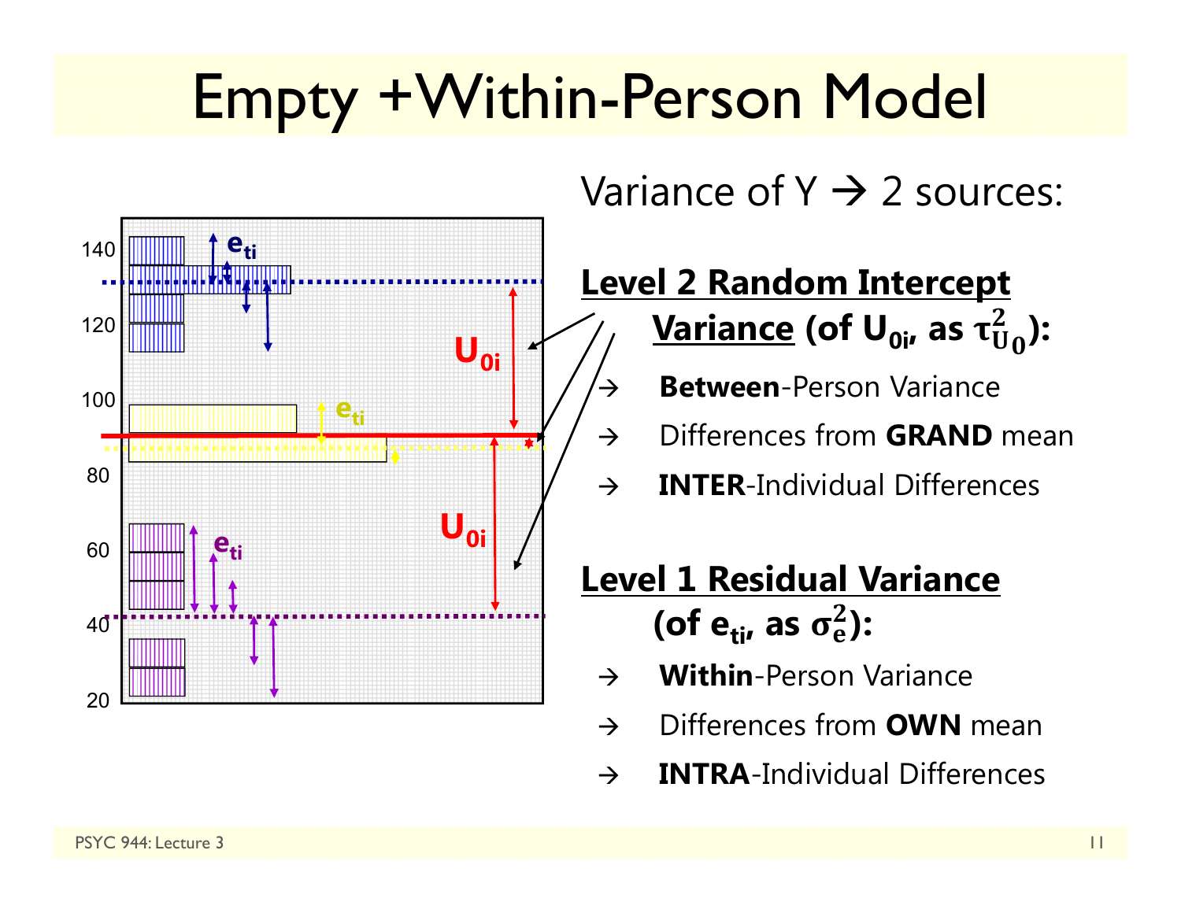# Empty +Within-Person Model

Variance of Y → 2 sources:

**Level 2 Random Intercept Variance (of $U_{0i}$, as $\tau^2_{U_0}$):**

- → **Between**-Person Variance
- → Differences from **GRAND** mean
- → **INTER**-Individual Differences

**Level 1 Residual Variance (of $e_{ti}$, as $\sigma^2_e$):**

- → **Within**-Person Variance
- → Differences from **OWN** mean
- → **INTRA**-Individual Differences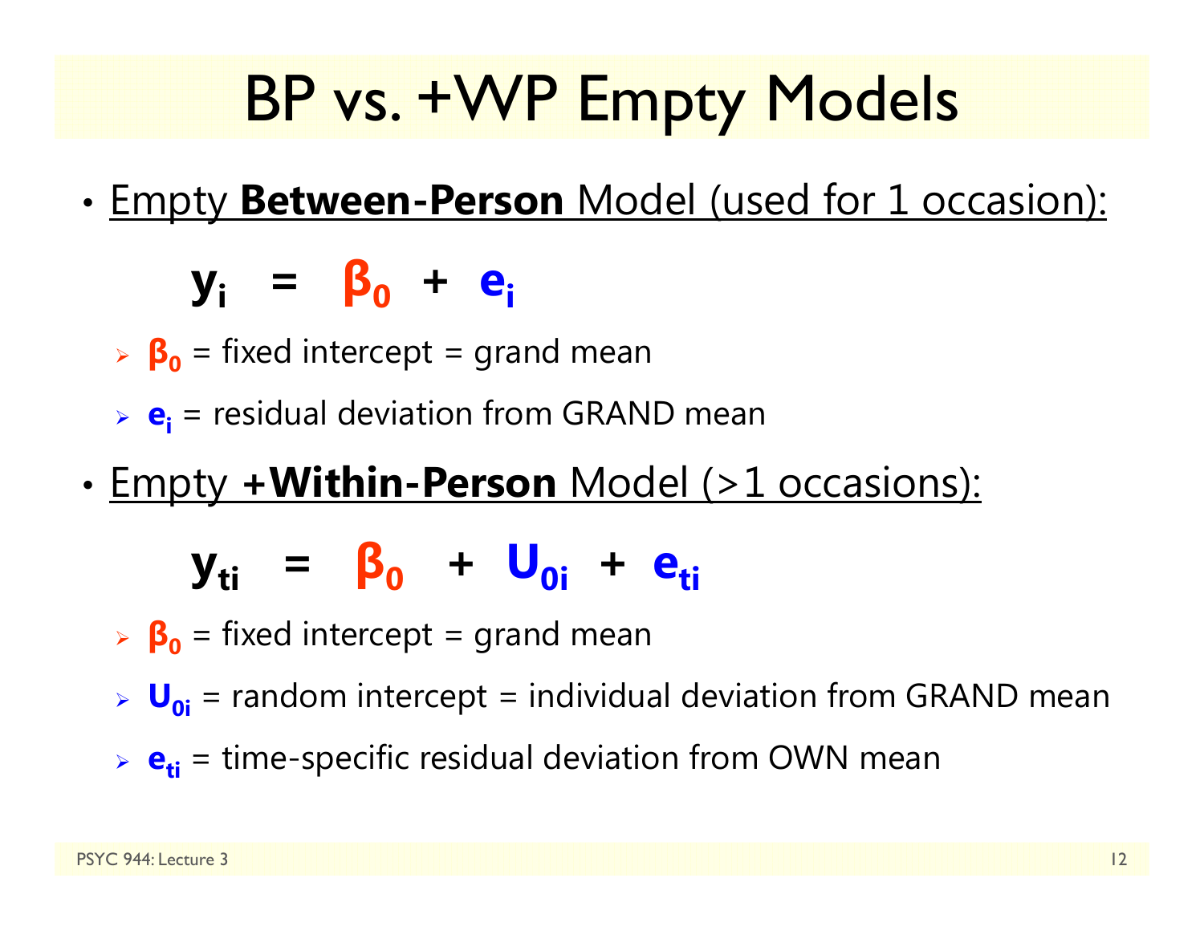# BP vs. +WP Empty Models

- Empty **Between-Person** Model (used for 1 occasion):

$$y_i = \beta_0 + e_i$$

  - $\beta_0$ = fixed intercept = grand mean
  - $e_i$ = residual deviation from GRAND mean

- Empty **+Within-Person** Model (>1 occasions):

$$y_{ti} = \beta_0 + U_{0i} + e_{ti}$$

  - $\beta_0$ = fixed intercept = grand mean
  - $U_{0i}$ = random intercept = individual deviation from GRAND mean
  - $e_{ti}$ = time-specific residual deviation from OWN mean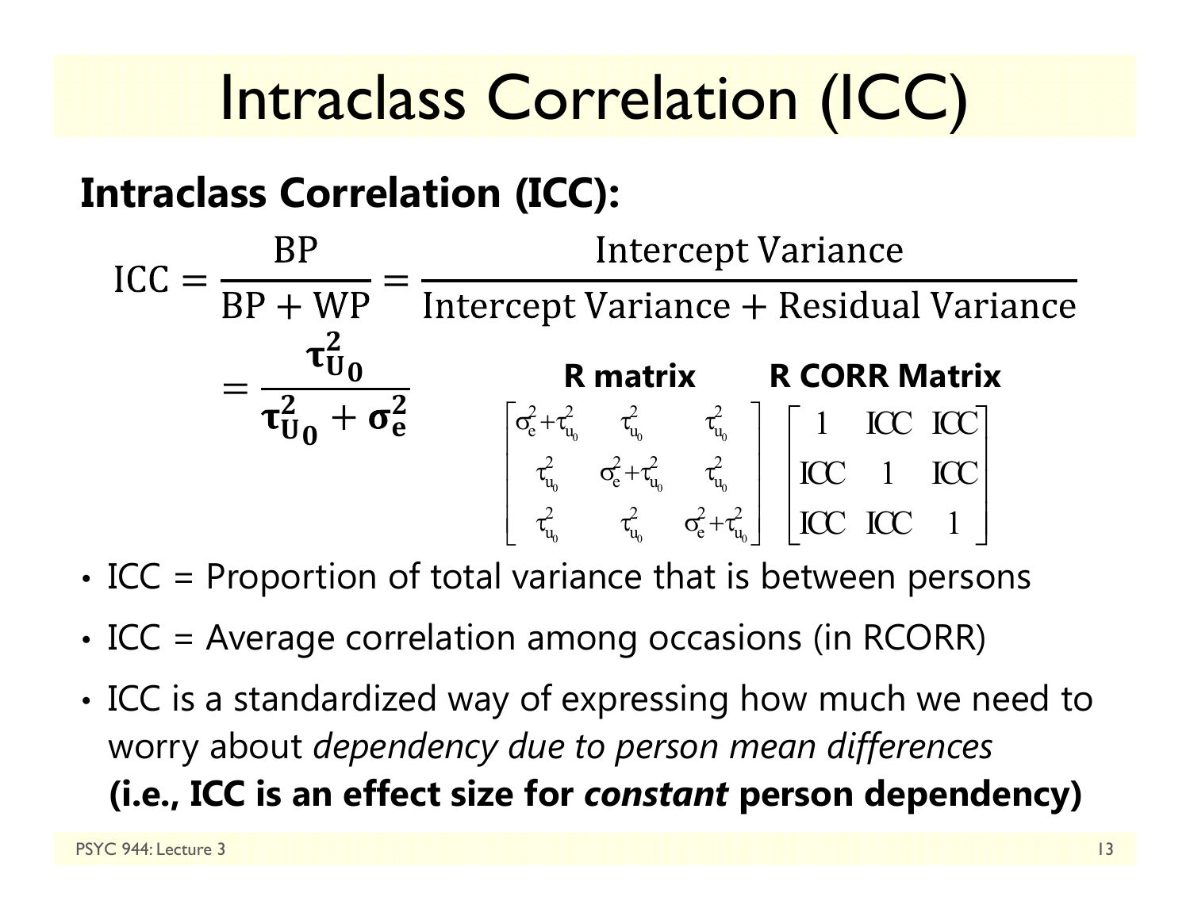# Intraclass Correlation (ICC)

**Intraclass Correlation (ICC):**

$$\text{ICC} = \frac{\text{BP}}{\text{BP} + \text{WP}} = \frac{\text{Intercept Variance}}{\text{Intercept Variance} + \text{Residual Variance}}$$

$$= \frac{\boldsymbol{\tau^2_{U_0}}}{\boldsymbol{\tau^2_{U_0} + \sigma^2_e}}$$

**R matrix**

$$\begin{bmatrix} \sigma^2_e + \tau^2_{u_0} & \tau^2_{u_0} & \tau^2_{u_0} \\ \tau^2_{u_0} & \sigma^2_e + \tau^2_{u_0} & \tau^2_{u_0} \\ \tau^2_{u_0} & \tau^2_{u_0} & \sigma^2_e + \tau^2_{u_0} \end{bmatrix}$$

**R CORR Matrix**

$$\begin{bmatrix} 1 & \text{ICC} & \text{ICC} \\ \text{ICC} & 1 & \text{ICC} \\ \text{ICC} & \text{ICC} & 1 \end{bmatrix}$$

- ICC = Proportion of total variance that is between persons
- ICC = Average correlation among occasions (in RCORR)
- ICC is a standardized way of expressing how much we need to worry about *dependency due to person mean differences* **(i.e., ICC is an effect size for *constant* person dependency)**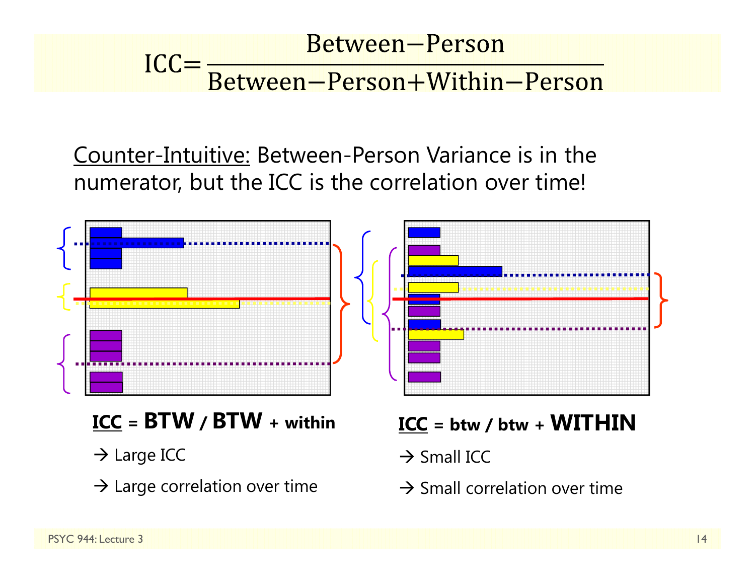$$\text{ICC} = \frac{\text{Between-Person}}{\text{Between-Person} + \text{Within-Person}}$$

Counter-Intuitive: Between-Person Variance is in the numerator, but the ICC is the correlation over time!

**ICC = BTW / BTW + within**

→ Large ICC

→ Large correlation over time

**ICC = btw / btw + WITHIN**

→ Small ICC

→ Small correlation over time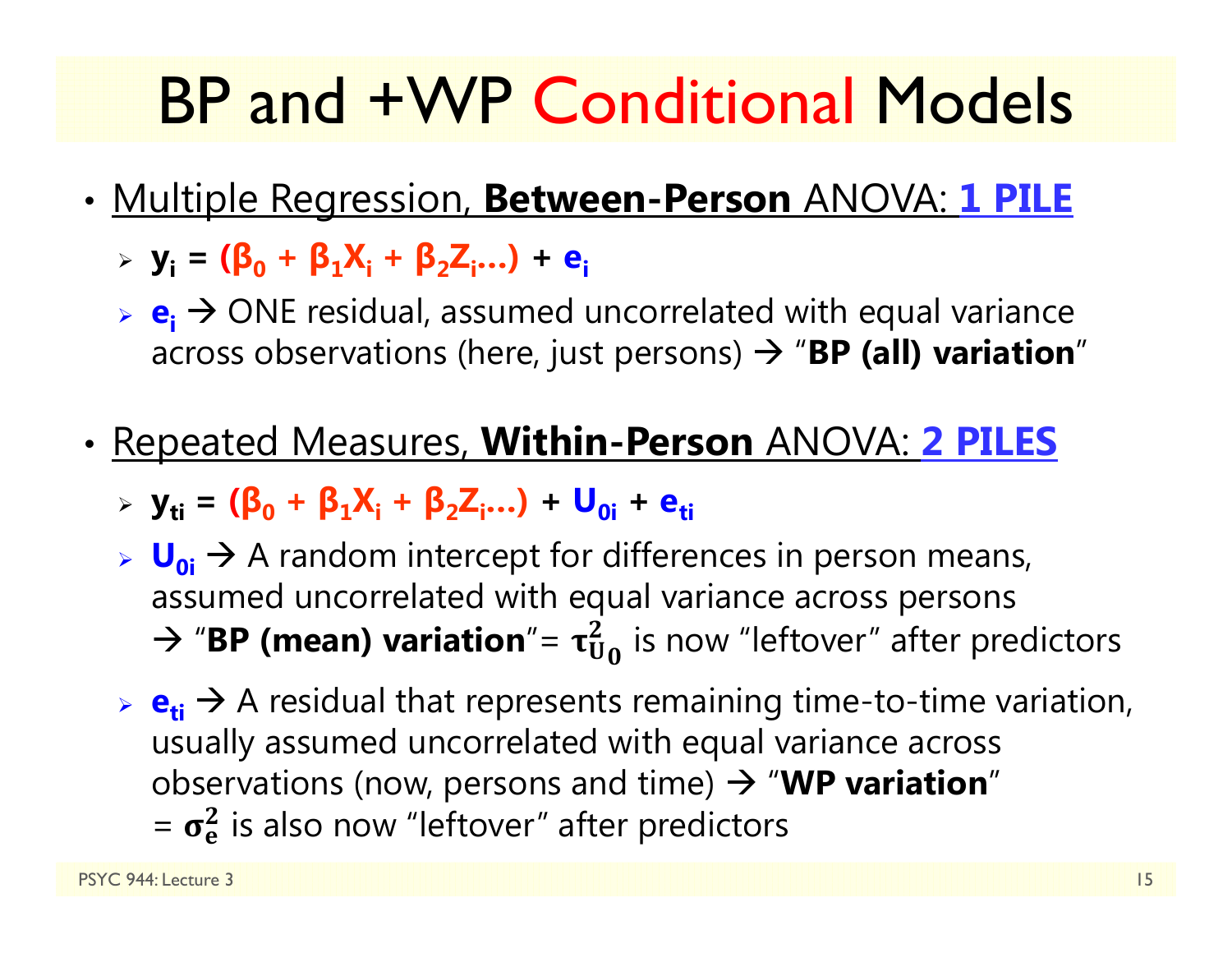# BP and +WP Conditional Models

- Multiple Regression, **Between-Person** ANOVA: **1 PILE**
  - $y_i = (\beta_0 + \beta_1 X_i + \beta_2 Z_i \ldots) + e_i$
  - $e_i$ → ONE residual, assumed uncorrelated with equal variance across observations (here, just persons) → "**BP (all) variation**"

- Repeated Measures, **Within-Person** ANOVA: **2 PILES**
  - $y_{ti} = (\beta_0 + \beta_1 X_i + \beta_2 Z_i \ldots) + U_{0i} + e_{ti}$
  - $U_{0i}$ → A random intercept for differences in person means, assumed uncorrelated with equal variance across persons → "**BP (mean) variation**" = $\tau^2_{U_0}$ is now "leftover" after predictors
  - $e_{ti}$ → A residual that represents remaining time-to-time variation, usually assumed uncorrelated with equal variance across observations (now, persons and time) → "**WP variation**" = $\sigma^2_e$ is also now "leftover" after predictors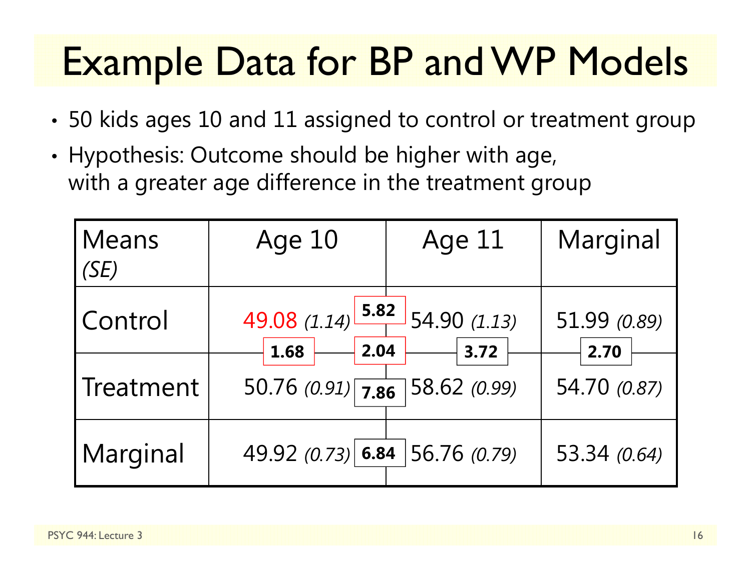# Example Data for BP and WP Models

- 50 kids ages 10 and 11 assigned to control or treatment group
- Hypothesis: Outcome should be higher with age, with a greater age difference in the treatment group

| Means *(SE)* | Age 10 | Age 11 | Marginal |
|---|---|---|---|
| Control | 49.08 *(1.14)* | 54.90 *(1.13)* | 51.99 *(0.89)* |
| Treatment | 50.76 *(0.91)* | 58.62 *(0.99)* | 54.70 *(0.87)* |
| Marginal | 49.92 *(0.73)* | 56.76 *(0.79)* | 53.34 *(0.64)* |

Differences shown between cells:

- Control, Age 10 vs. Age 11: **5.82**
- Treatment, Age 10 vs. Age 11: **7.86**
- Marginal, Age 10 vs. Age 11: **6.84**
- Age 10, Control vs. Treatment: **1.68**
- Age 11, Control vs. Treatment: **3.72**
- Marginal, Control vs. Treatment: **2.70**
- Difference between the age differences (7.86 − 5.82): **2.04**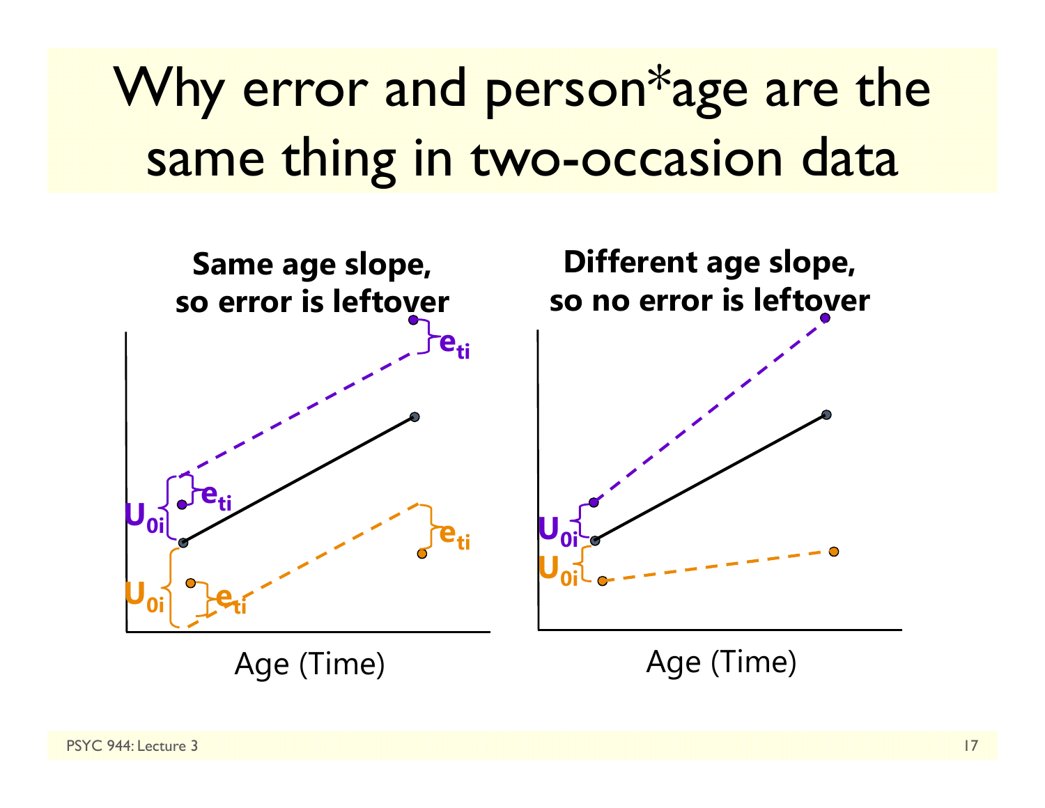# Why error and person*age are the same thing in two-occasion data

**Same age slope, so error is leftover**

$e_{ti}$

$U_{0i}$ $e_{ti}$

$e_{ti}$

$U_{0i}$ $e_{ti}$

Age (Time)

**Different age slope, so no error is leftover**

$U_{0i}$

$U_{0i}$

Age (Time)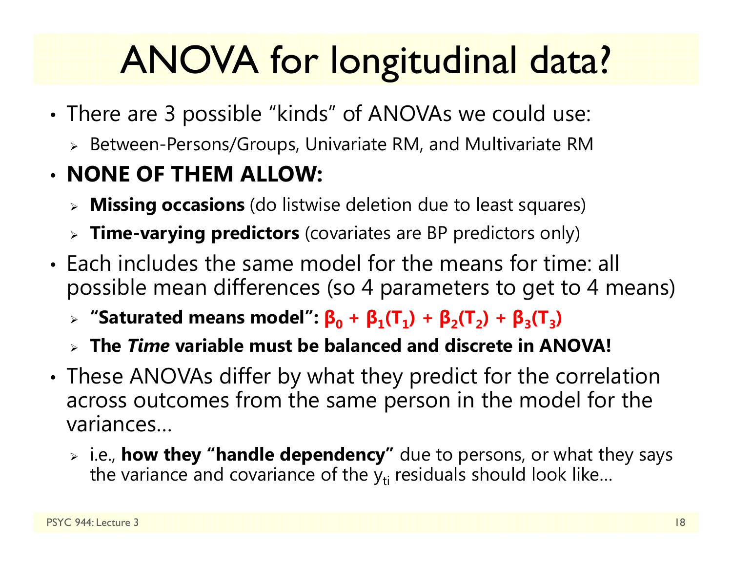# ANOVA for longitudinal data?

- There are 3 possible "kinds" of ANOVAs we could use:
  - Between-Persons/Groups, Univariate RM, and Multivariate RM
- **NONE OF THEM ALLOW:**
  - **Missing occasions** (do listwise deletion due to least squares)
  - **Time-varying predictors** (covariates are BP predictors only)
- Each includes the same model for the means for time: all possible mean differences (so 4 parameters to get to 4 means)
  - **"Saturated means model": $\beta_0 + \beta_1(T_1) + \beta_2(T_2) + \beta_3(T_3)$**
  - **The *Time* variable must be balanced and discrete in ANOVA!**
- These ANOVAs differ by what they predict for the correlation across outcomes from the same person in the model for the variances…
  - i.e., **how they "handle dependency"** due to persons, or what they says the variance and covariance of the $y_{ti}$ residuals should look like…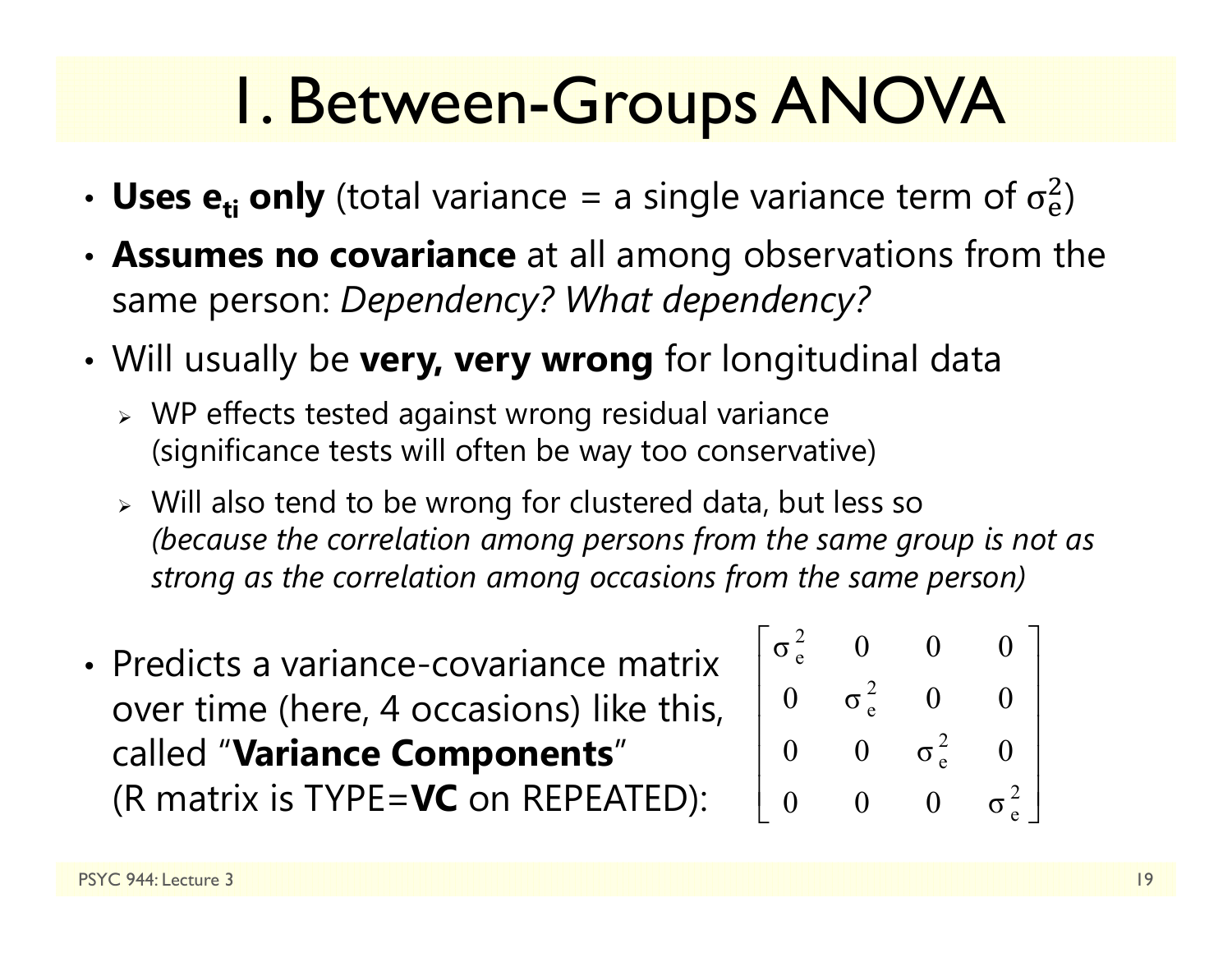# 1. Between-Groups ANOVA

- **Uses $e_{ti}$ only** (total variance = a single variance term of $\sigma_e^2$)
- **Assumes no covariance** at all among observations from the same person: *Dependency? What dependency?*
- Will usually be **very, very wrong** for longitudinal data
  - WP effects tested against wrong residual variance (significance tests will often be way too conservative)
  - Will also tend to be wrong for clustered data, but less so *(because the correlation among persons from the same group is not as strong as the correlation among occasions from the same person)*
- Predicts a variance-covariance matrix over time (here, 4 occasions) like this, called "**Variance Components**" (R matrix is TYPE=**VC** on REPEATED):

$$\begin{bmatrix} \sigma_e^2 & 0 & 0 & 0 \\ 0 & \sigma_e^2 & 0 & 0 \\ 0 & 0 & \sigma_e^2 & 0 \\ 0 & 0 & 0 & \sigma_e^2 \end{bmatrix}$$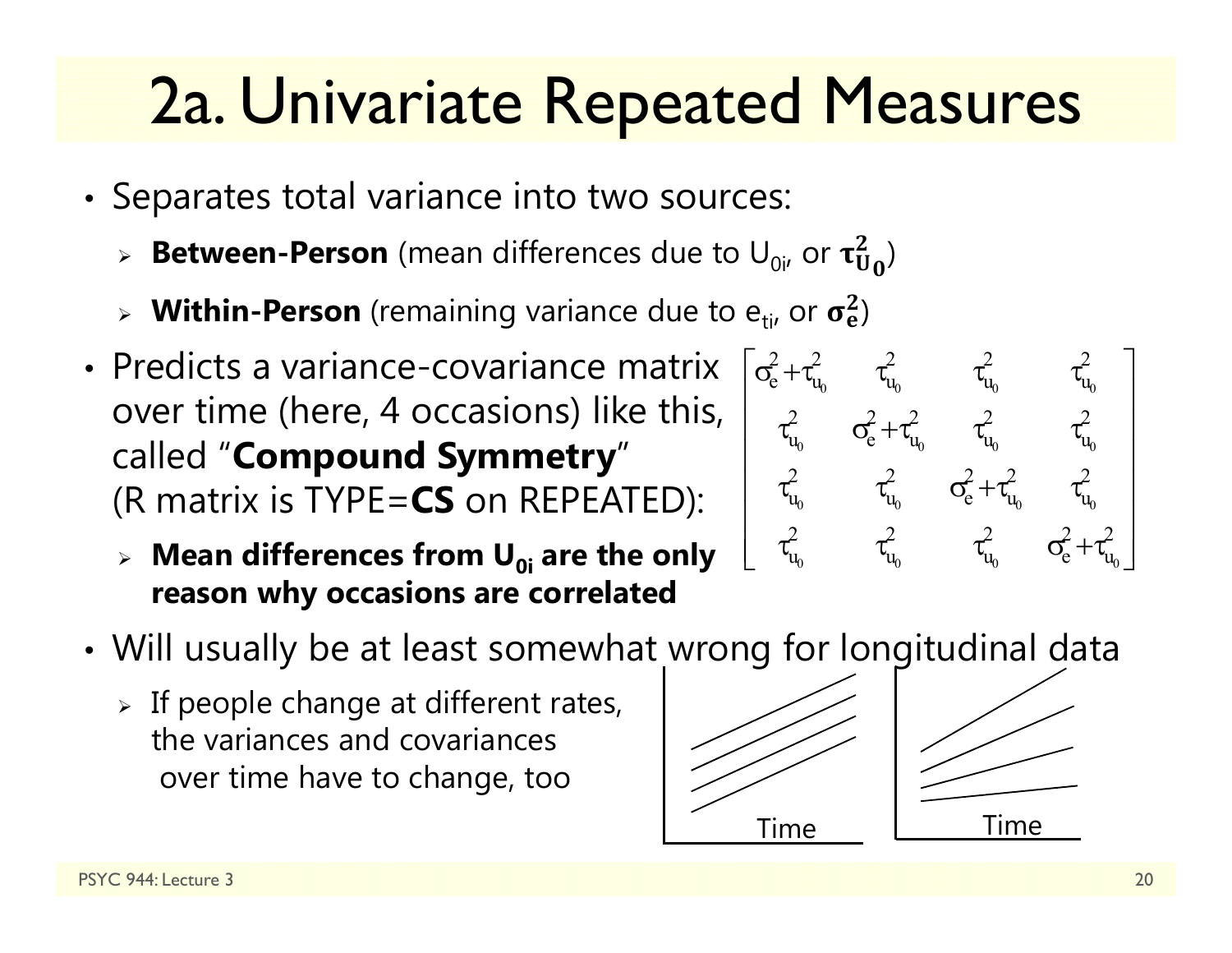# 2a. Univariate Repeated Measures

- Separates total variance into two sources:
  - **Between-Person** (mean differences due to $U_{0i}$, or $\boldsymbol{\tau^2_{U_0}}$)
  - **Within-Person** (remaining variance due to $e_{ti}$, or $\boldsymbol{\sigma^2_e}$)
- Predicts a variance-covariance matrix over time (here, 4 occasions) like this, called "**Compound Symmetry**" (R matrix is TYPE=**CS** on REPEATED):
  - **Mean differences from $U_{0i}$ are the only reason why occasions are correlated**

$$\begin{bmatrix} \sigma^2_e + \tau^2_{u_0} & \tau^2_{u_0} & \tau^2_{u_0} & \tau^2_{u_0} \\ \tau^2_{u_0} & \sigma^2_e + \tau^2_{u_0} & \tau^2_{u_0} & \tau^2_{u_0} \\ \tau^2_{u_0} & \tau^2_{u_0} & \sigma^2_e + \tau^2_{u_0} & \tau^2_{u_0} \\ \tau^2_{u_0} & \tau^2_{u_0} & \tau^2_{u_0} & \sigma^2_e + \tau^2_{u_0} \end{bmatrix}$$

- Will usually be at least somewhat wrong for longitudinal data
  - If people change at different rates, the variances and covariances over time have to change, too

Time

Time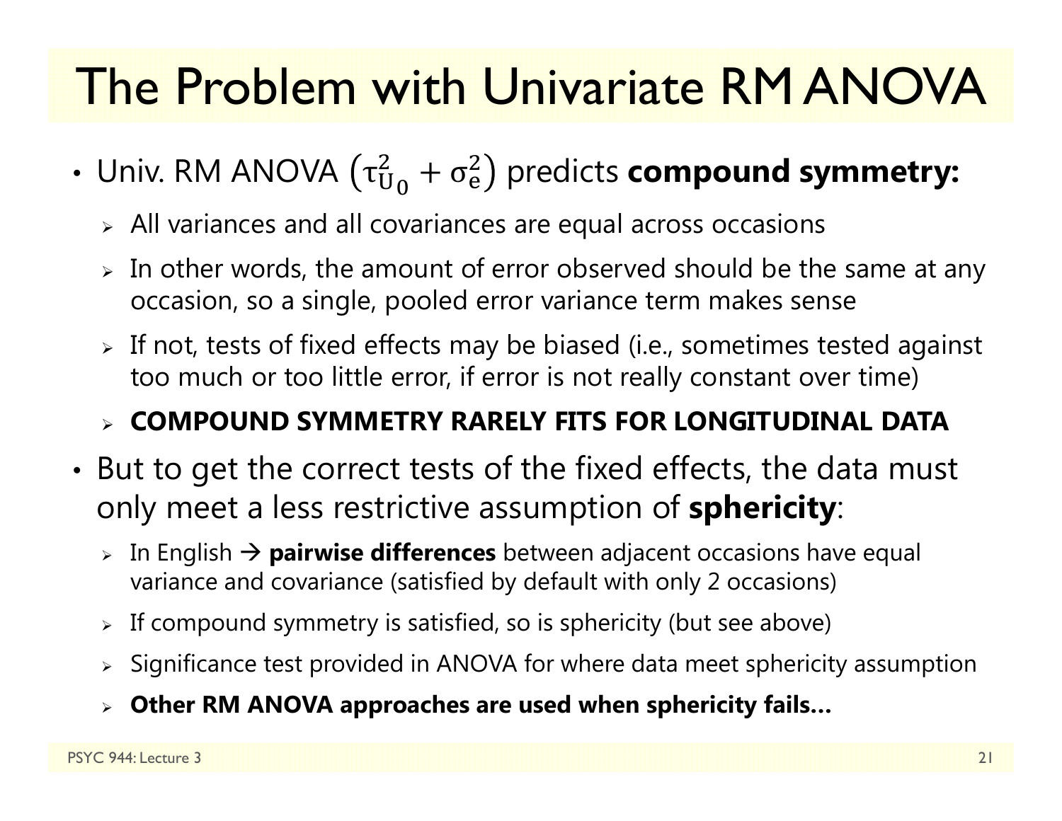# The Problem with Univariate RM ANOVA

- Univ. RM ANOVA $\left(\tau^2_{U_0} + \sigma^2_e\right)$ predicts **compound symmetry:**
  - All variances and all covariances are equal across occasions
  - In other words, the amount of error observed should be the same at any occasion, so a single, pooled error variance term makes sense
  - If not, tests of fixed effects may be biased (i.e., sometimes tested against too much or too little error, if error is not really constant over time)
  - **COMPOUND SYMMETRY RARELY FITS FOR LONGITUDINAL DATA**
- But to get the correct tests of the fixed effects, the data must only meet a less restrictive assumption of **sphericity**:
  - In English → **pairwise differences** between adjacent occasions have equal variance and covariance (satisfied by default with only 2 occasions)
  - If compound symmetry is satisfied, so is sphericity (but see above)
  - Significance test provided in ANOVA for where data meet sphericity assumption
  - **Other RM ANOVA approaches are used when sphericity fails…**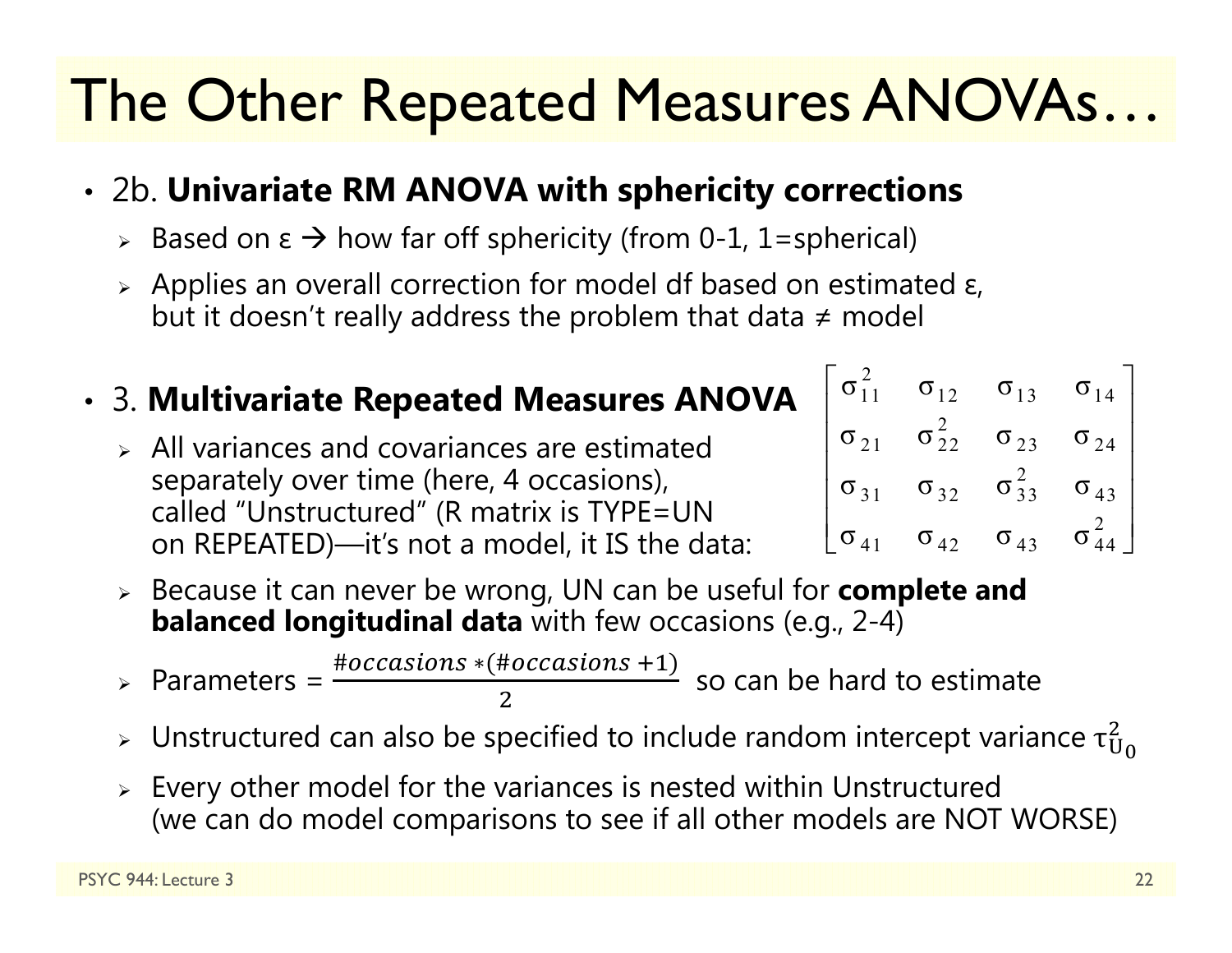# The Other Repeated Measures ANOVAs…

- 2b. **Univariate RM ANOVA with sphericity corrections**
  - Based on ε → how far off sphericity (from 0-1, 1=spherical)
  - Applies an overall correction for model df based on estimated ε, but it doesn't really address the problem that data ≠ model
- 3. **Multivariate Repeated Measures ANOVA**
  - All variances and covariances are estimated separately over time (here, 4 occasions), called "Unstructured" (R matrix is TYPE=UN on REPEATED)—it's not a model, it IS the data:

$$\begin{bmatrix} \sigma_{11}^2 & \sigma_{12} & \sigma_{13} & \sigma_{14} \\ \sigma_{21} & \sigma_{22}^2 & \sigma_{23} & \sigma_{24} \\ \sigma_{31} & \sigma_{32} & \sigma_{33}^2 & \sigma_{43} \\ \sigma_{41} & \sigma_{42} & \sigma_{43} & \sigma_{44}^2 \end{bmatrix}$$

  - Because it can never be wrong, UN can be useful for **complete and balanced longitudinal data** with few occasions (e.g., 2-4)
  - Parameters = $\frac{\#occasions * (\#occasions + 1)}{2}$ so can be hard to estimate
  - Unstructured can also be specified to include random intercept variance $\tau_{U_0}^2$
  - Every other model for the variances is nested within Unstructured (we can do model comparisons to see if all other models are NOT WORSE)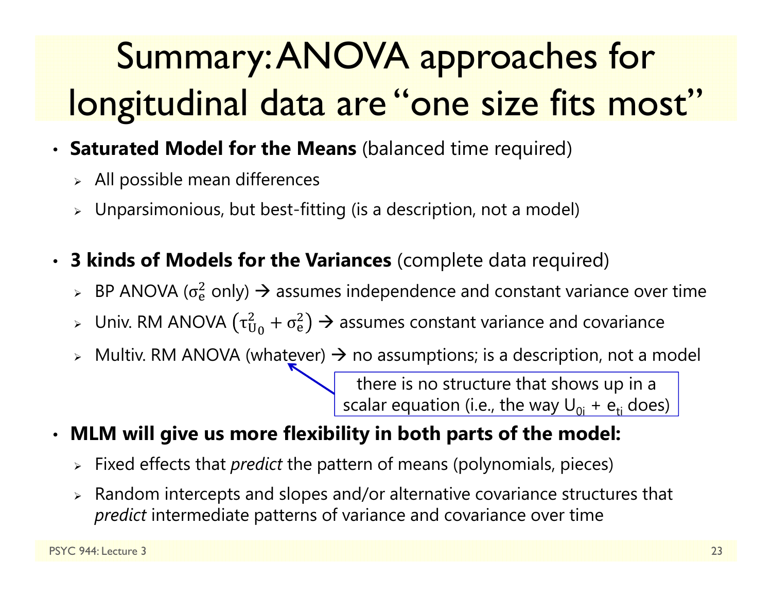# Summary: ANOVA approaches for longitudinal data are "one size fits most"

- **Saturated Model for the Means** (balanced time required)
  - All possible mean differences
  - Unparsimonious, but best-fitting (is a description, not a model)

- **3 kinds of Models for the Variances** (complete data required)
  - BP ANOVA ($\sigma_e^2$ only) → assumes independence and constant variance over time
  - Univ. RM ANOVA $\left(\tau_{U_0}^2 + \sigma_e^2\right)$ → assumes constant variance and covariance
  - Multiv. RM ANOVA (whatever) → no assumptions; is a description, not a model

    there is no structure that shows up in a scalar equation (i.e., the way $U_{0i}$ + $e_{ti}$ does)

- **MLM will give us more flexibility in both parts of the model:**
  - Fixed effects that *predict* the pattern of means (polynomials, pieces)
  - Random intercepts and slopes and/or alternative covariance structures that *predict* intermediate patterns of variance and covariance over time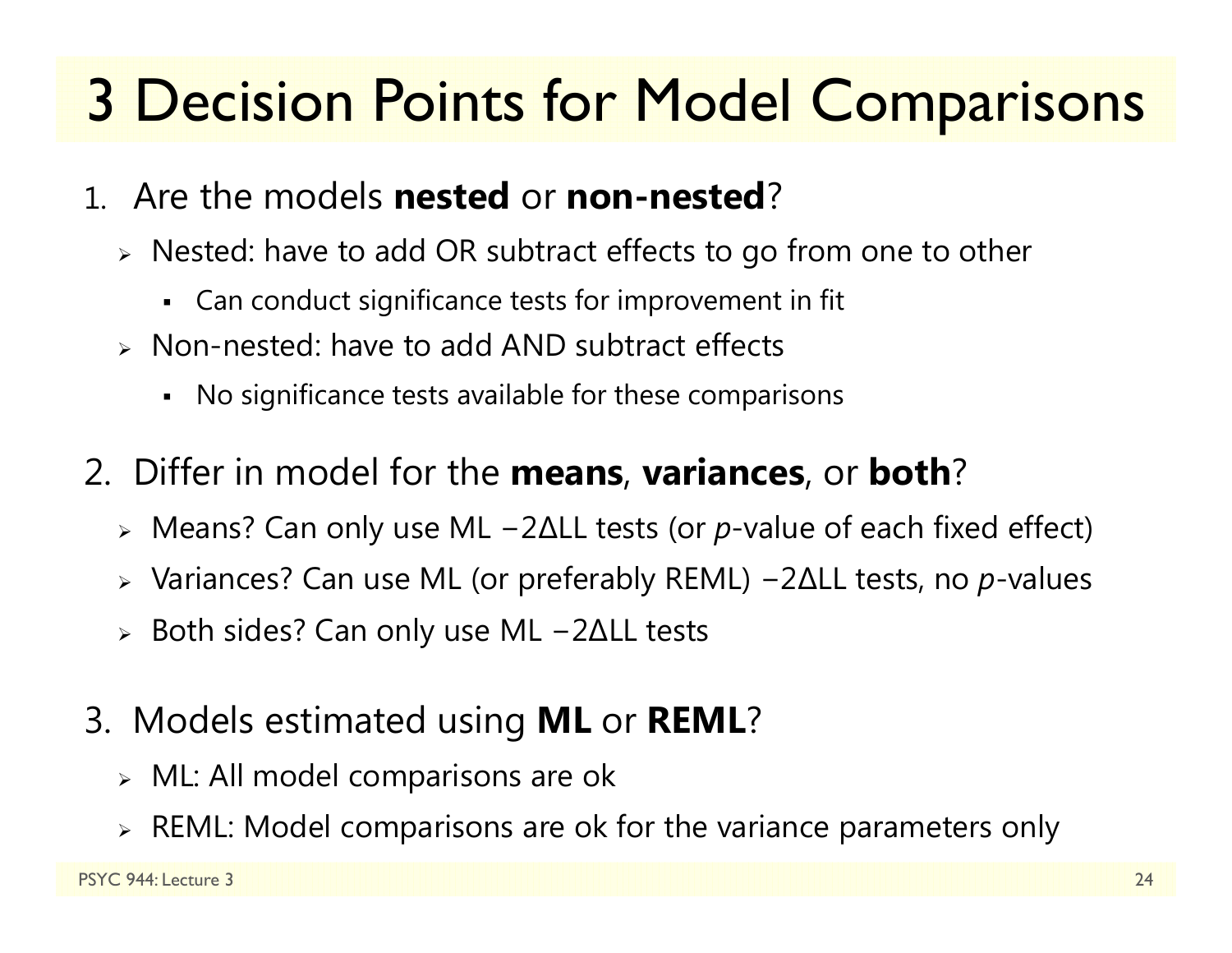# 3 Decision Points for Model Comparisons

1. Are the models **nested** or **non-nested**?
   - Nested: have to add OR subtract effects to go from one to other
     - Can conduct significance tests for improvement in fit
   - Non-nested: have to add AND subtract effects
     - No significance tests available for these comparisons

2. Differ in model for the **means**, **variances**, or **both**?
   - Means? Can only use ML $-2\Delta LL$ tests (or *p*-value of each fixed effect)
   - Variances? Can use ML (or preferably REML) $-2\Delta LL$ tests, no *p*-values
   - Both sides? Can only use ML $-2\Delta LL$ tests

3. Models estimated using **ML** or **REML**?
   - ML: All model comparisons are ok
   - REML: Model comparisons are ok for the variance parameters only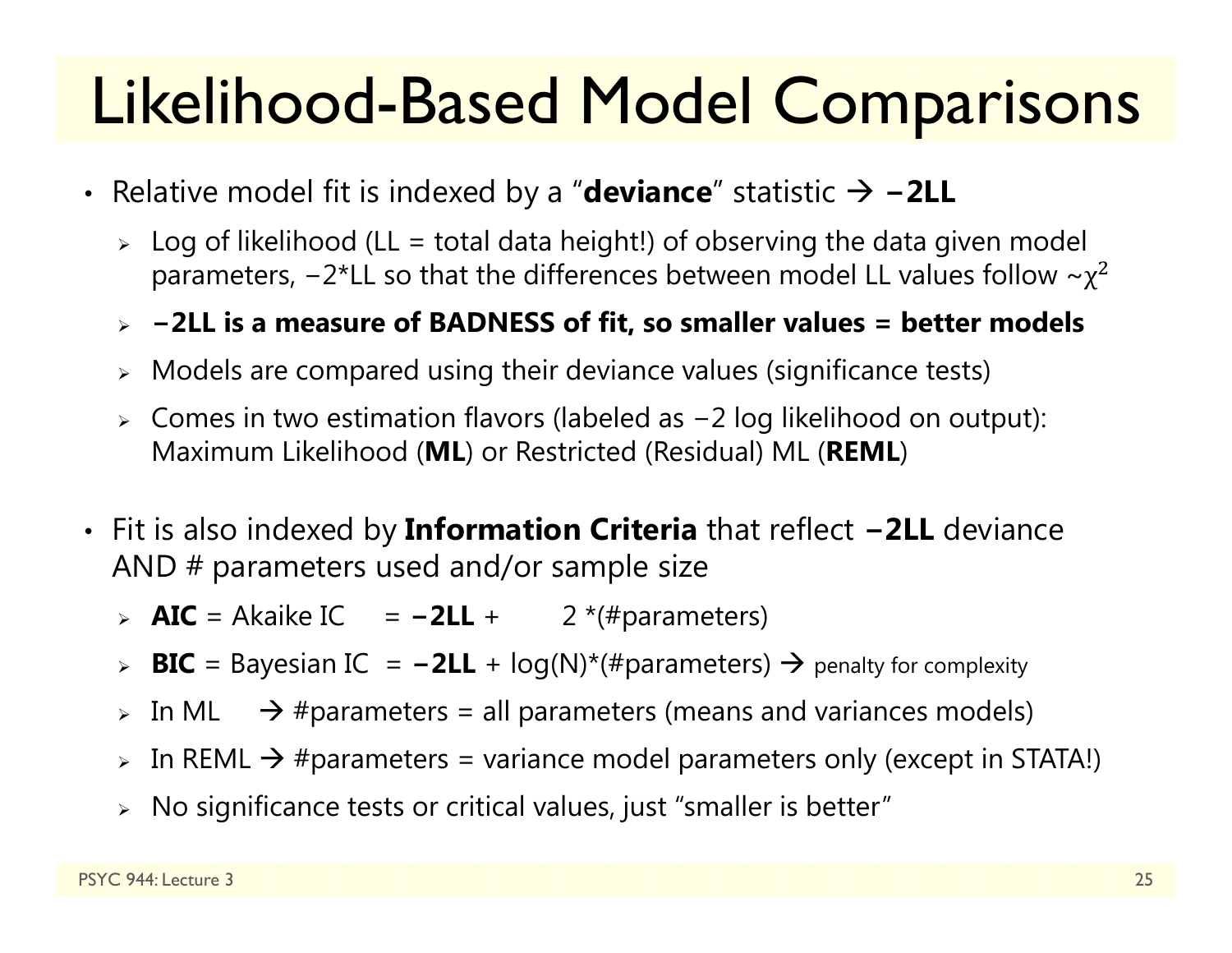# Likelihood-Based Model Comparisons

- Relative model fit is indexed by a "**deviance**" statistic → **−2LL**
  - Log of likelihood (LL = total data height!) of observing the data given model parameters, −2*LL so that the differences between model LL values follow $\sim\chi^2$
  - **−2LL is a measure of BADNESS of fit, so smaller values = better models**
  - Models are compared using their deviance values (significance tests)
  - Comes in two estimation flavors (labeled as −2 log likelihood on output): Maximum Likelihood (**ML**) or Restricted (Residual) ML (**REML**)

- Fit is also indexed by **Information Criteria** that reflect **−2LL** deviance AND # parameters used and/or sample size
  - **AIC** = Akaike IC = **−2LL** + 2 *(#parameters)
  - **BIC** = Bayesian IC = **−2LL** + log(N)*(#parameters) → penalty for complexity
  - In ML → #parameters = all parameters (means and variances models)
  - In REML → #parameters = variance model parameters only (except in STATA!)
  - No significance tests or critical values, just "smaller is better"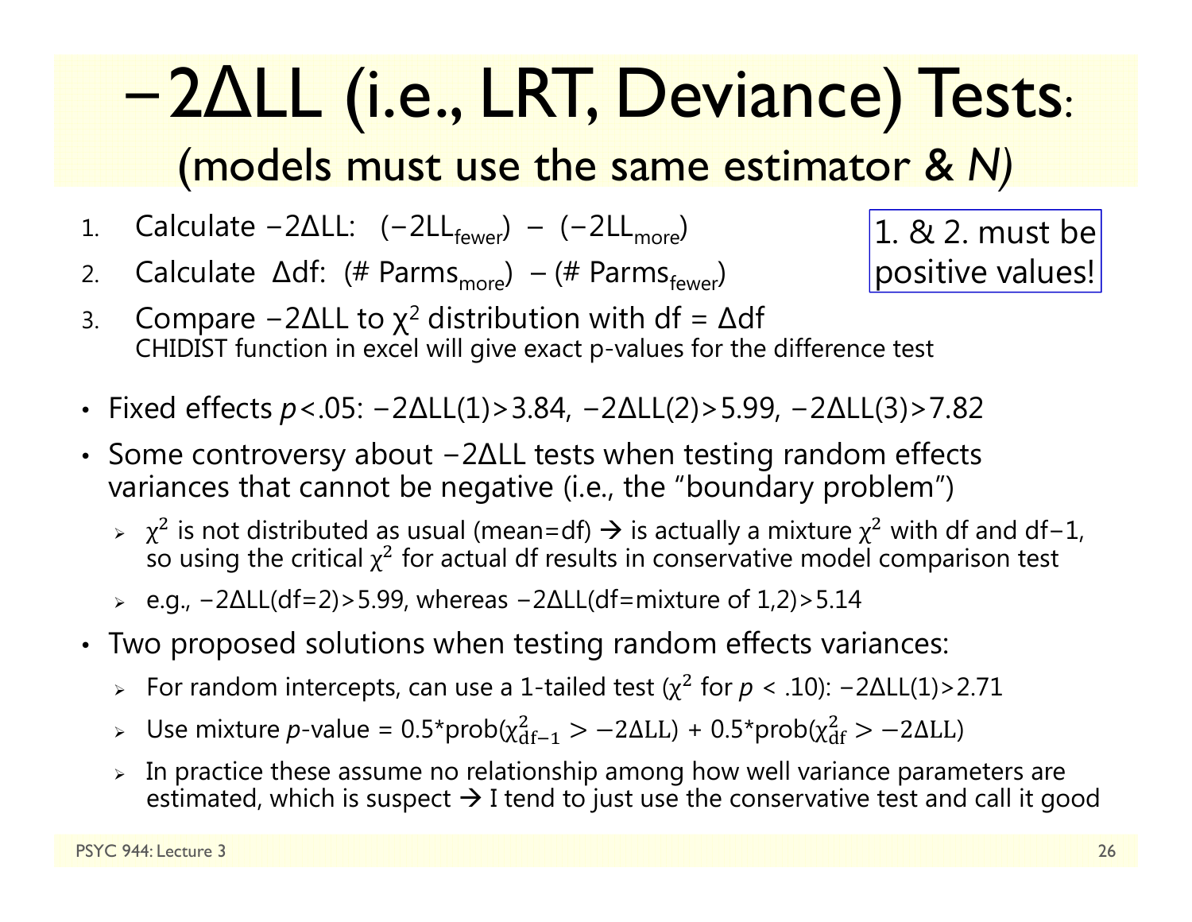# $-2\Delta$LL (i.e., LRT, Deviance) Tests:

## (models must use the same estimator & *N*)

1. Calculate $-2\Delta$LL: $(-2LL_{fewer}) - (-2LL_{more})$
2. Calculate $\Delta$df: (# $Parms_{more}$) $-$ (# $Parms_{fewer}$)
3. Compare $-2\Delta$LL to $\chi^2$ distribution with df = $\Delta$df
   CHIDIST function in excel will give exact p-values for the difference test

1. & 2. must be positive values!

- Fixed effects $p<.05$: $-2\Delta$LL(1)>3.84, $-2\Delta$LL(2)>5.99, $-2\Delta$LL(3)>7.82
- Some controversy about $-2\Delta$LL tests when testing random effects variances that cannot be negative (i.e., the "boundary problem")
  - $\chi^2$ is not distributed as usual (mean=df) → is actually a mixture $\chi^2$ with df and df−1, so using the critical $\chi^2$ for actual df results in conservative model comparison test
  - e.g., $-2\Delta$LL(df=2)>5.99, whereas $-2\Delta$LL(df=mixture of 1,2)>5.14
- Two proposed solutions when testing random effects variances:
  - For random intercepts, can use a 1-tailed test ($\chi^2$ for $p < .10$): $-2\Delta$LL(1)>2.71
  - Use mixture *p*-value = 0.5*prob($\chi^2_{\mathrm{df}-1} > -2\Delta\mathrm{LL}$) + 0.5*prob($\chi^2_{\mathrm{df}} > -2\Delta\mathrm{LL}$)
  - In practice these assume no relationship among how well variance parameters are estimated, which is suspect → I tend to just use the conservative test and call it good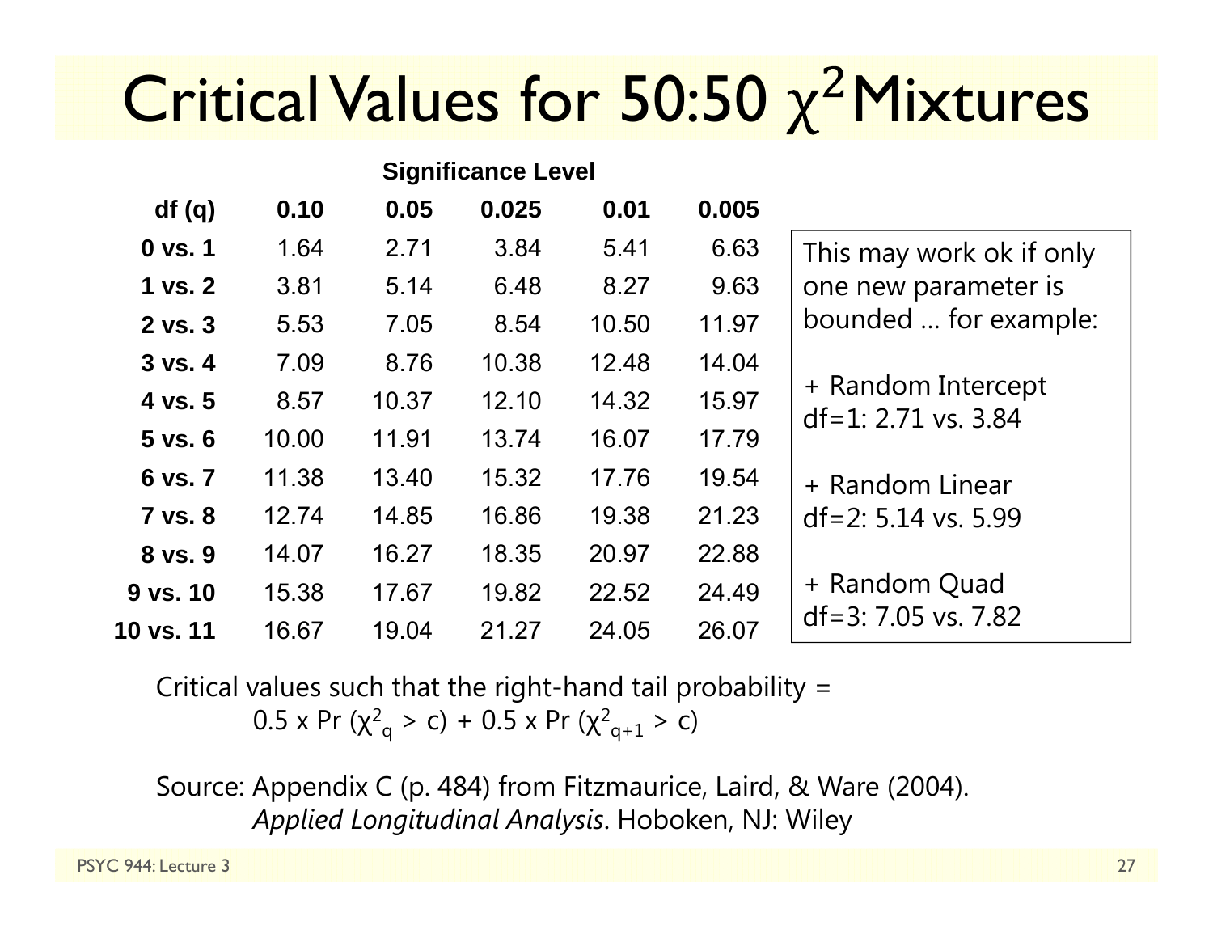# Critical Values for 50:50 $\chi^2$ Mixtures

| | Significance Level | | | | |
|---|---|---|---|---|---|
| **df (q)** | **0.10** | **0.05** | **0.025** | **0.01** | **0.005** |
| **0 vs. 1** | 1.64 | 2.71 | 3.84 | 5.41 | 6.63 |
| **1 vs. 2** | 3.81 | 5.14 | 6.48 | 8.27 | 9.63 |
| **2 vs. 3** | 5.53 | 7.05 | 8.54 | 10.50 | 11.97 |
| **3 vs. 4** | 7.09 | 8.76 | 10.38 | 12.48 | 14.04 |
| **4 vs. 5** | 8.57 | 10.37 | 12.10 | 14.32 | 15.97 |
| **5 vs. 6** | 10.00 | 11.91 | 13.74 | 16.07 | 17.79 |
| **6 vs. 7** | 11.38 | 13.40 | 15.32 | 17.76 | 19.54 |
| **7 vs. 8** | 12.74 | 14.85 | 16.86 | 19.38 | 21.23 |
| **8 vs. 9** | 14.07 | 16.27 | 18.35 | 20.97 | 22.88 |
| **9 vs. 10** | 15.38 | 17.67 | 19.82 | 22.52 | 24.49 |
| **10 vs. 11** | 16.67 | 19.04 | 21.27 | 24.05 | 26.07 |

This may work ok if only one new parameter is bounded … for example:

+ Random Intercept
df=1: 2.71 vs. 3.84

+ Random Linear
df=2: 5.14 vs. 5.99

+ Random Quad
df=3: 7.05 vs. 7.82

Critical values such that the right-hand tail probability =
$0.5 \times \Pr(\chi^2_q > c) + 0.5 \times \Pr(\chi^2_{q+1} > c)$

Source: Appendix C (p. 484) from Fitzmaurice, Laird, & Ware (2004). *Applied Longitudinal Analysis*. Hoboken, NJ: Wiley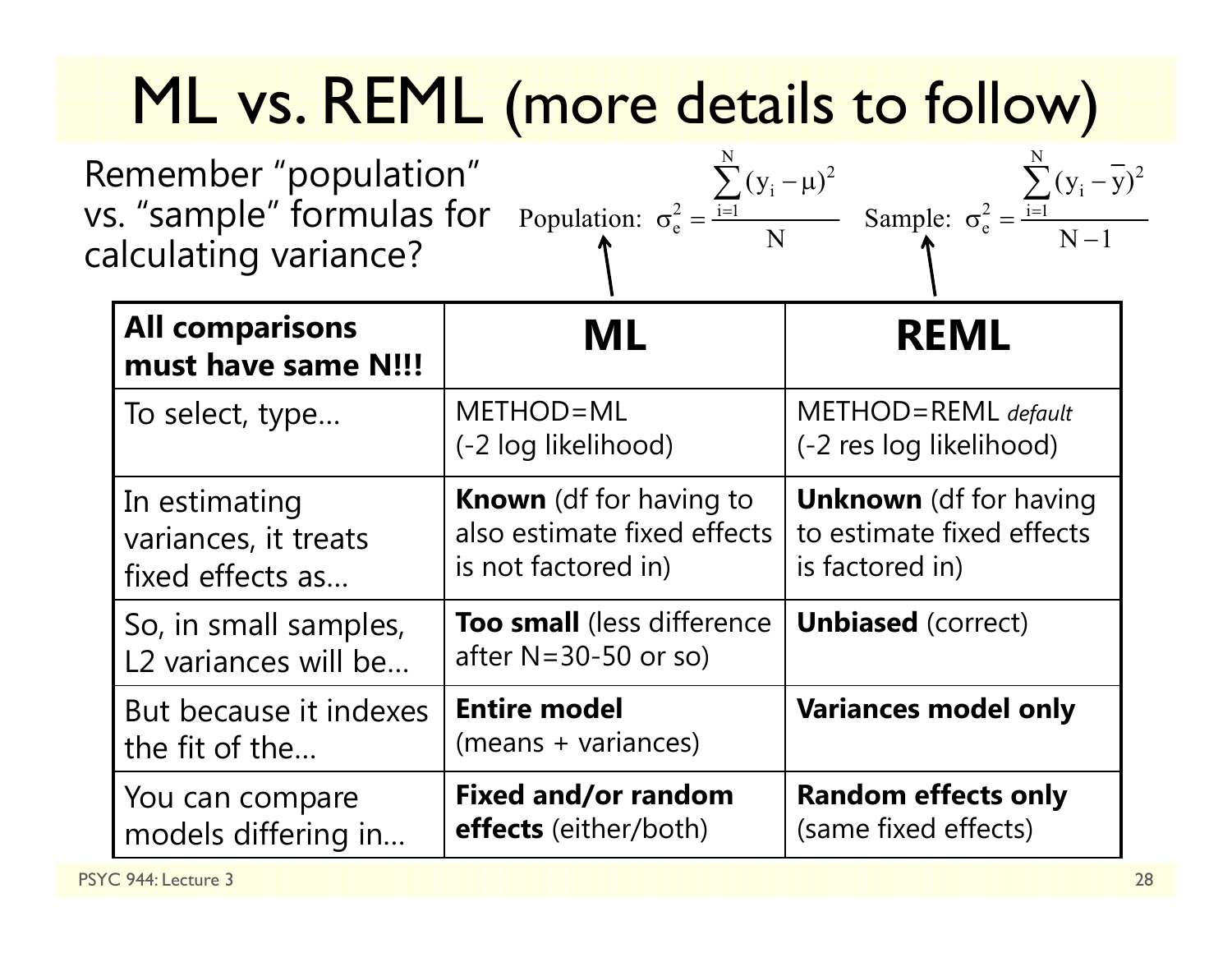# ML vs. REML (more details to follow)

Remember "population" vs. "sample" formulas for calculating variance?

$$\text{Population: } \sigma_e^2 = \frac{\sum_{i=1}^{N}(y_i - \mu)^2}{N} \qquad \text{Sample: } \sigma_e^2 = \frac{\sum_{i=1}^{N}(y_i - \bar{y})^2}{N-1}$$

| **All comparisons must have same N!!!** | **ML** | **REML** |
|---|---|---|
| To select, type… | METHOD=ML (-2 log likelihood) | METHOD=REML *default* (-2 res log likelihood) |
| In estimating variances, it treats fixed effects as… | **Known** (df for having to also estimate fixed effects is not factored in) | **Unknown** (df for having to estimate fixed effects is factored in) |
| So, in small samples, L2 variances will be… | **Too small** (less difference after N=30-50 or so) | **Unbiased** (correct) |
| But because it indexes the fit of the… | **Entire model** (means + variances) | **Variances model only** |
| You can compare models differing in… | **Fixed and/or random effects** (either/both) | **Random effects only** (same fixed effects) |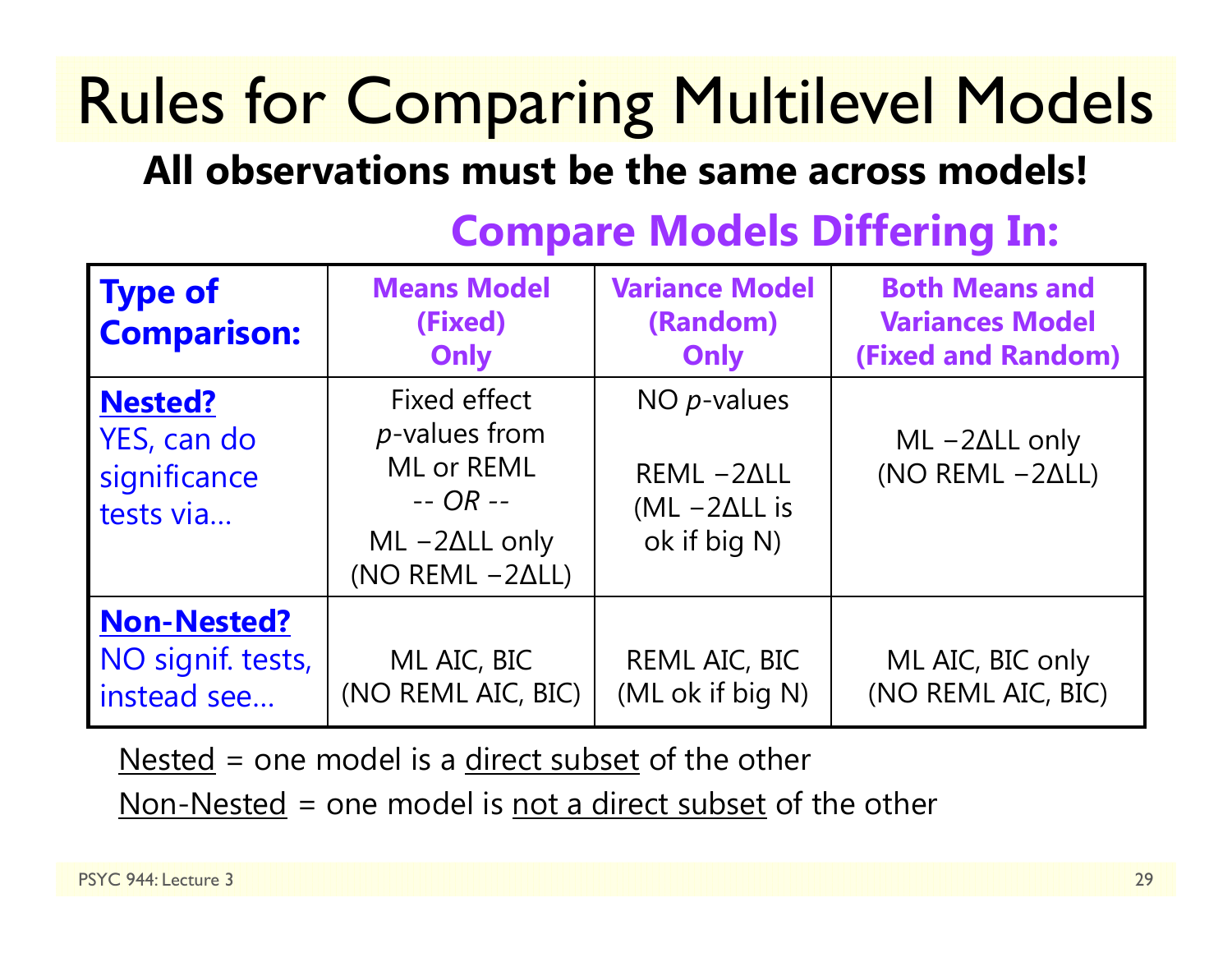# Rules for Comparing Multilevel Models

**All observations must be the same across models!**

**Compare Models Differing In:**

| **Type of Comparison:** | **Means Model (Fixed) Only** | **Variance Model (Random) Only** | **Both Means and Variances Model (Fixed and Random)** |
|---|---|---|---|
| **Nested?** YES, can do significance tests via… | Fixed effect *p*-values from ML or REML -- *OR* -- ML −2ΔLL only (NO REML −2ΔLL) | NO *p*-values<br><br>REML −2ΔLL (ML −2ΔLL is ok if big N) | ML −2ΔLL only (NO REML −2ΔLL) |
| **Non-Nested?** NO signif. tests, instead see… | ML AIC, BIC (NO REML AIC, BIC) | REML AIC, BIC (ML ok if big N) | ML AIC, BIC only (NO REML AIC, BIC) |

Nested = one model is a direct subset of the other

Non-Nested = one model is not a direct subset of the other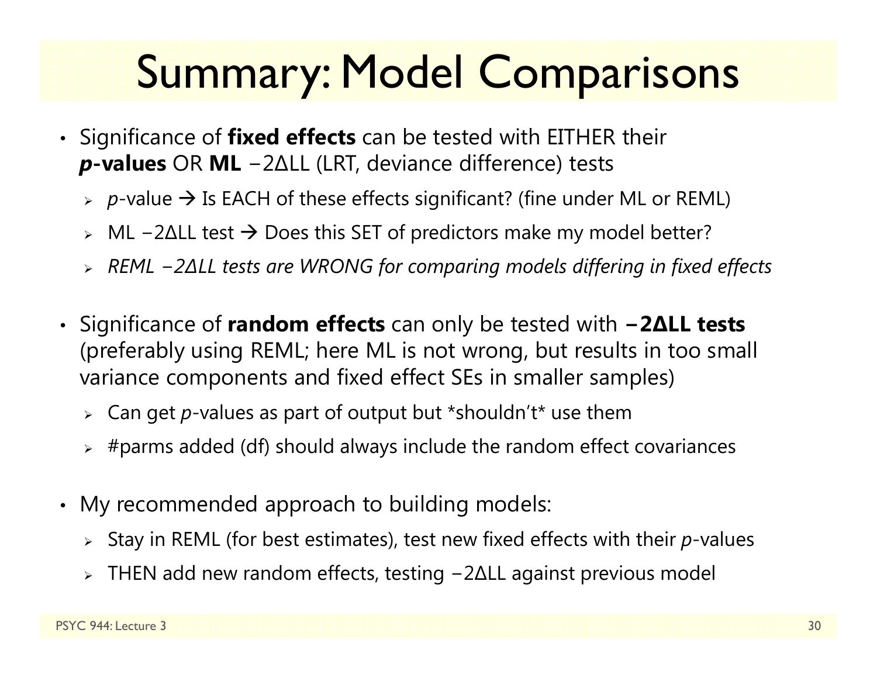# Summary: Model Comparisons

- Significance of **fixed effects** can be tested with EITHER their ***p*-values** OR **ML** −2ΔLL (LRT, deviance difference) tests
  - *p*-value → Is EACH of these effects significant? (fine under ML or REML)
  - ML −2ΔLL test → Does this SET of predictors make my model better?
  - *REML −2ΔLL tests are WRONG for comparing models differing in fixed effects*

- Significance of **random effects** can only be tested with **−2ΔLL tests** (preferably using REML; here ML is not wrong, but results in too small variance components and fixed effect SEs in smaller samples)
  - Can get *p*-values as part of output but *shouldn't* use them
  - #parms added (df) should always include the random effect covariances

- My recommended approach to building models:
  - Stay in REML (for best estimates), test new fixed effects with their *p*-values
  - THEN add new random effects, testing −2ΔLL against previous model